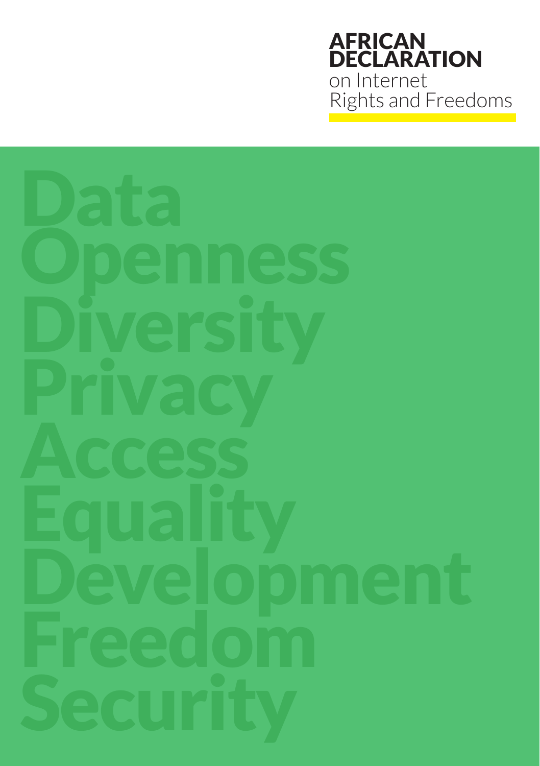# AFRICAN DECLARATION

on Internet Rights and Freedoms

Data
Openness
Diversity
Privacy
Access
Equality
Development
Freedom
Security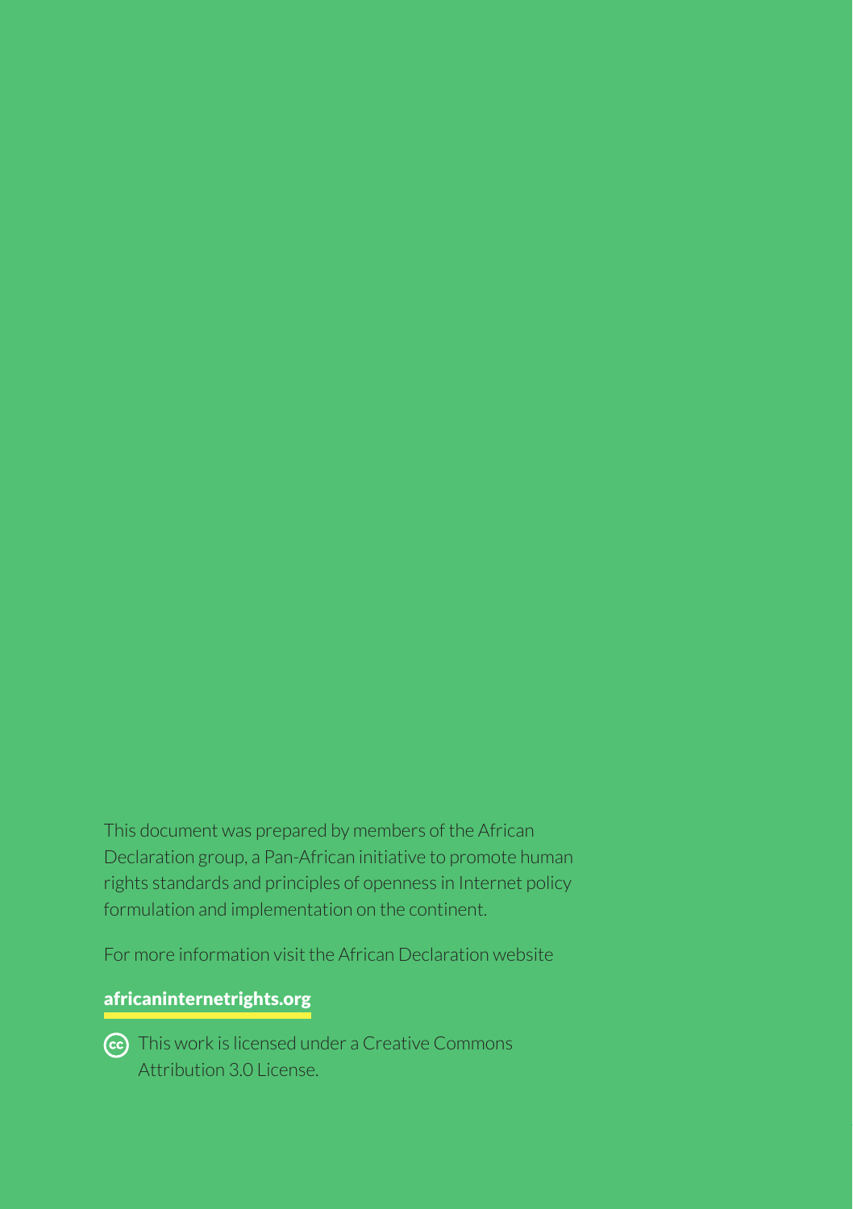This document was prepared by members of the African Declaration group, a Pan-African initiative to promote human rights standards and principles of openness in Internet policy formulation and implementation on the continent.

For more information visit the African Declaration website

**africaninternetrights.org**

This work is licensed under a Creative Commons Attribution 3.0 License.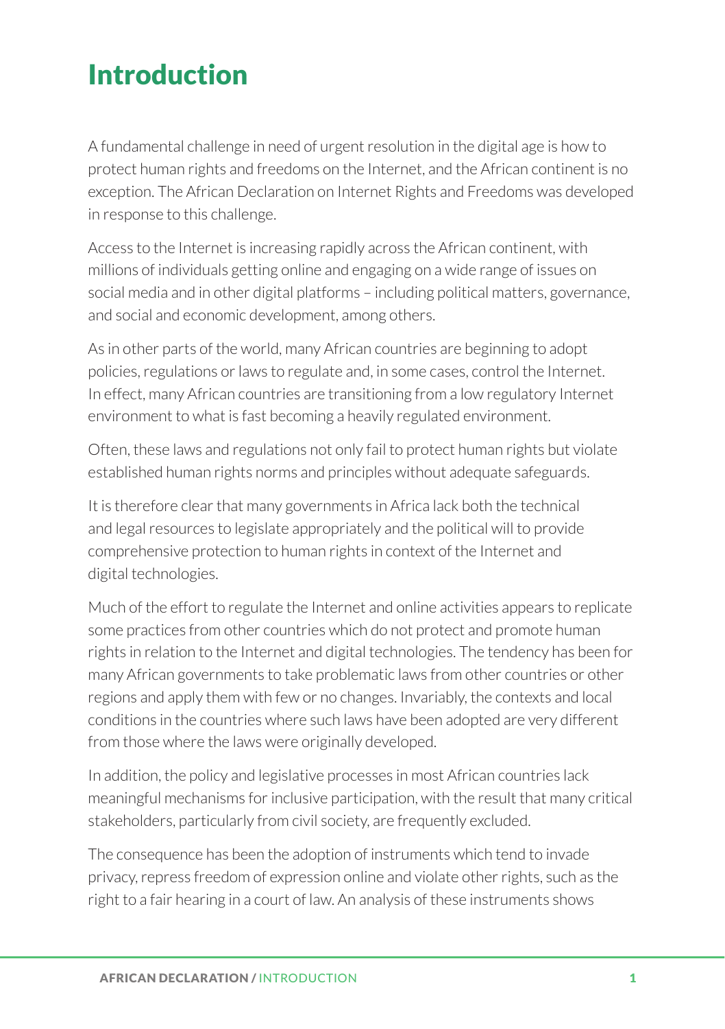# Introduction

A fundamental challenge in need of urgent resolution in the digital age is how to protect human rights and freedoms on the Internet, and the African continent is no exception. The African Declaration on Internet Rights and Freedoms was developed in response to this challenge.

Access to the Internet is increasing rapidly across the African continent, with millions of individuals getting online and engaging on a wide range of issues on social media and in other digital platforms – including political matters, governance, and social and economic development, among others.

As in other parts of the world, many African countries are beginning to adopt policies, regulations or laws to regulate and, in some cases, control the Internet. In effect, many African countries are transitioning from a low regulatory Internet environment to what is fast becoming a heavily regulated environment.

Often, these laws and regulations not only fail to protect human rights but violate established human rights norms and principles without adequate safeguards.

It is therefore clear that many governments in Africa lack both the technical and legal resources to legislate appropriately and the political will to provide comprehensive protection to human rights in context of the Internet and digital technologies.

Much of the effort to regulate the Internet and online activities appears to replicate some practices from other countries which do not protect and promote human rights in relation to the Internet and digital technologies. The tendency has been for many African governments to take problematic laws from other countries or other regions and apply them with few or no changes. Invariably, the contexts and local conditions in the countries where such laws have been adopted are very different from those where the laws were originally developed.

In addition, the policy and legislative processes in most African countries lack meaningful mechanisms for inclusive participation, with the result that many critical stakeholders, particularly from civil society, are frequently excluded.

The consequence has been the adoption of instruments which tend to invade privacy, repress freedom of expression online and violate other rights, such as the right to a fair hearing in a court of law. An analysis of these instruments shows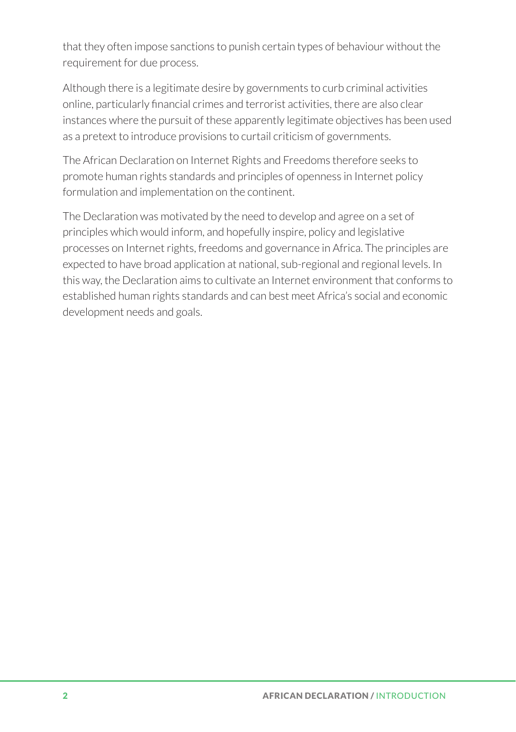that they often impose sanctions to punish certain types of behaviour without the requirement for due process.

Although there is a legitimate desire by governments to curb criminal activities online, particularly financial crimes and terrorist activities, there are also clear instances where the pursuit of these apparently legitimate objectives has been used as a pretext to introduce provisions to curtail criticism of governments.

The African Declaration on Internet Rights and Freedoms therefore seeks to promote human rights standards and principles of openness in Internet policy formulation and implementation on the continent.

The Declaration was motivated by the need to develop and agree on a set of principles which would inform, and hopefully inspire, policy and legislative processes on Internet rights, freedoms and governance in Africa. The principles are expected to have broad application at national, sub-regional and regional levels. In this way, the Declaration aims to cultivate an Internet environment that conforms to established human rights standards and can best meet Africa's social and economic development needs and goals.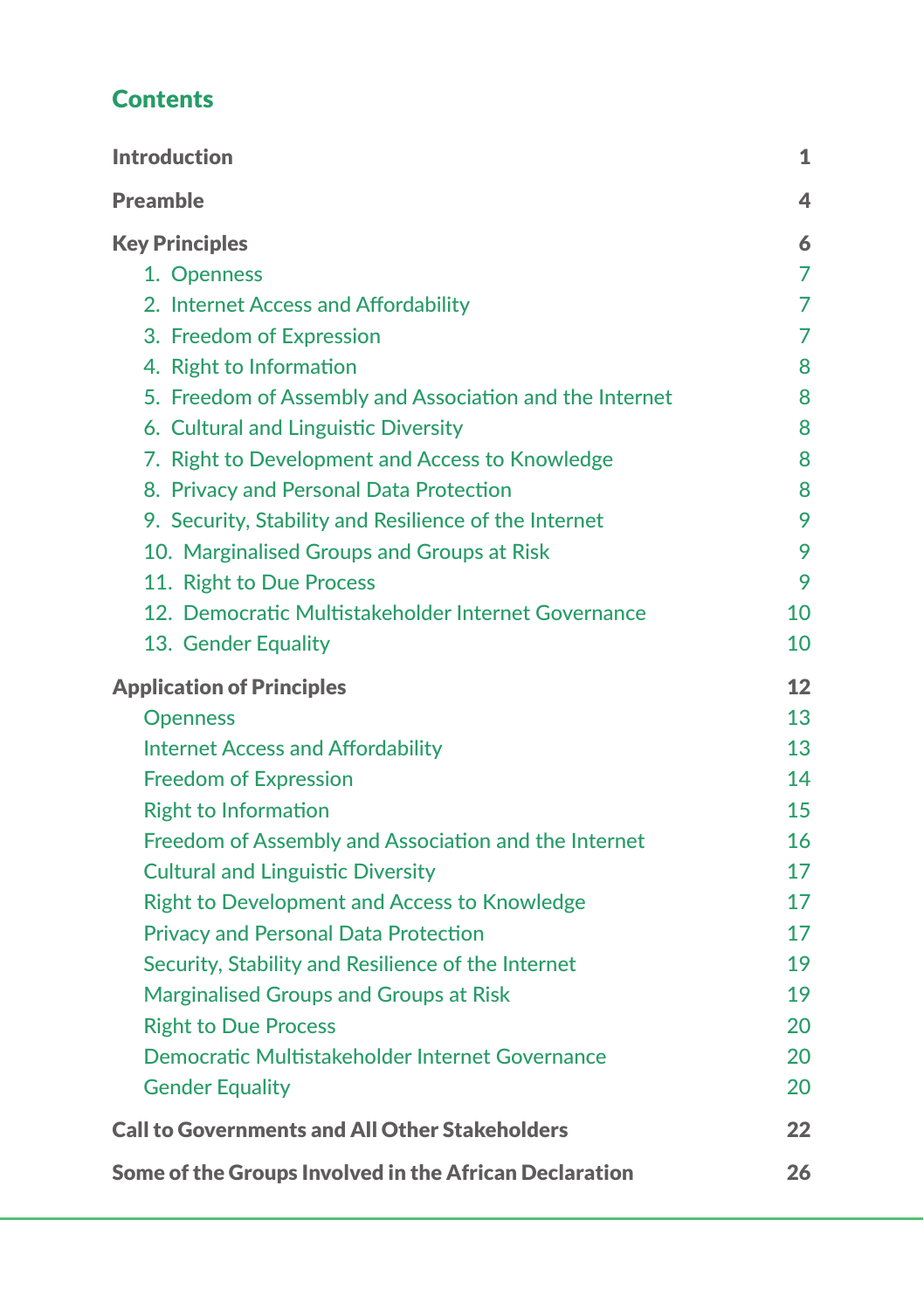## Contents

| | |
|---|---|
| **Introduction** | **1** |
| **Preamble** | **4** |
| **Key Principles** | **6** |
| 1. Openness | 7 |
| 2. Internet Access and Affordability | 7 |
| 3. Freedom of Expression | 7 |
| 4. Right to Information | 8 |
| 5. Freedom of Assembly and Association and the Internet | 8 |
| 6. Cultural and Linguistic Diversity | 8 |
| 7. Right to Development and Access to Knowledge | 8 |
| 8. Privacy and Personal Data Protection | 8 |
| 9. Security, Stability and Resilience of the Internet | 9 |
| 10. Marginalised Groups and Groups at Risk | 9 |
| 11. Right to Due Process | 9 |
| 12. Democratic Multistakeholder Internet Governance | 10 |
| 13. Gender Equality | 10 |
| **Application of Principles** | **12** |
| Openness | 13 |
| Internet Access and Affordability | 13 |
| Freedom of Expression | 14 |
| Right to Information | 15 |
| Freedom of Assembly and Association and the Internet | 16 |
| Cultural and Linguistic Diversity | 17 |
| Right to Development and Access to Knowledge | 17 |
| Privacy and Personal Data Protection | 17 |
| Security, Stability and Resilience of the Internet | 19 |
| Marginalised Groups and Groups at Risk | 19 |
| Right to Due Process | 20 |
| Democratic Multistakeholder Internet Governance | 20 |
| Gender Equality | 20 |
| **Call to Governments and All Other Stakeholders** | **22** |
| **Some of the Groups Involved in the African Declaration** | **26** |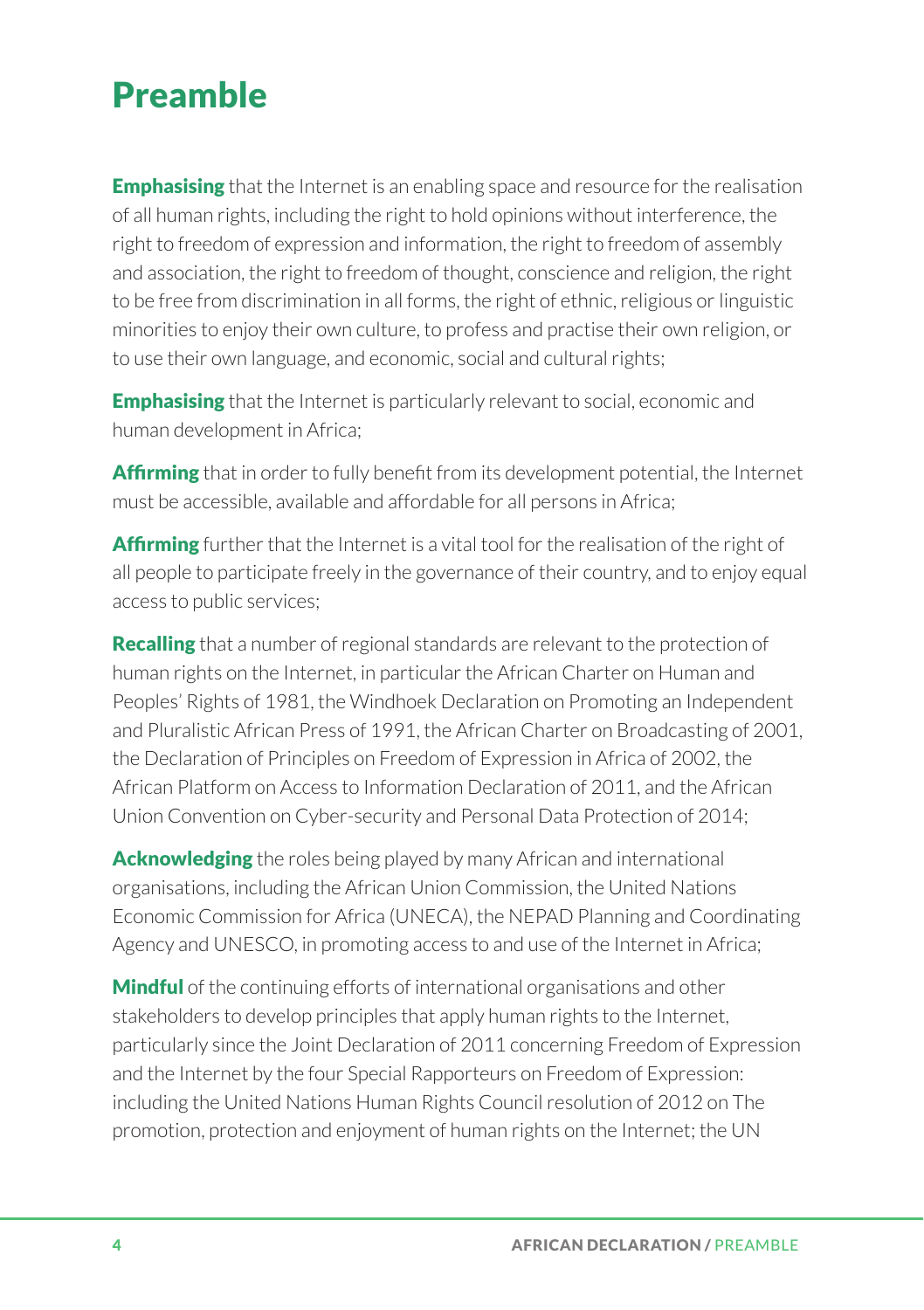# Preamble

**Emphasising** that the Internet is an enabling space and resource for the realisation of all human rights, including the right to hold opinions without interference, the right to freedom of expression and information, the right to freedom of assembly and association, the right to freedom of thought, conscience and religion, the right to be free from discrimination in all forms, the right of ethnic, religious or linguistic minorities to enjoy their own culture, to profess and practise their own religion, or to use their own language, and economic, social and cultural rights;

**Emphasising** that the Internet is particularly relevant to social, economic and human development in Africa;

**Affirming** that in order to fully benefit from its development potential, the Internet must be accessible, available and affordable for all persons in Africa;

**Affirming** further that the Internet is a vital tool for the realisation of the right of all people to participate freely in the governance of their country, and to enjoy equal access to public services;

**Recalling** that a number of regional standards are relevant to the protection of human rights on the Internet, in particular the African Charter on Human and Peoples' Rights of 1981, the Windhoek Declaration on Promoting an Independent and Pluralistic African Press of 1991, the African Charter on Broadcasting of 2001, the Declaration of Principles on Freedom of Expression in Africa of 2002, the African Platform on Access to Information Declaration of 2011, and the African Union Convention on Cyber-security and Personal Data Protection of 2014;

**Acknowledging** the roles being played by many African and international organisations, including the African Union Commission, the United Nations Economic Commission for Africa (UNECA), the NEPAD Planning and Coordinating Agency and UNESCO, in promoting access to and use of the Internet in Africa;

**Mindful** of the continuing efforts of international organisations and other stakeholders to develop principles that apply human rights to the Internet, particularly since the Joint Declaration of 2011 concerning Freedom of Expression and the Internet by the four Special Rapporteurs on Freedom of Expression: including the United Nations Human Rights Council resolution of 2012 on The promotion, protection and enjoyment of human rights on the Internet; the UN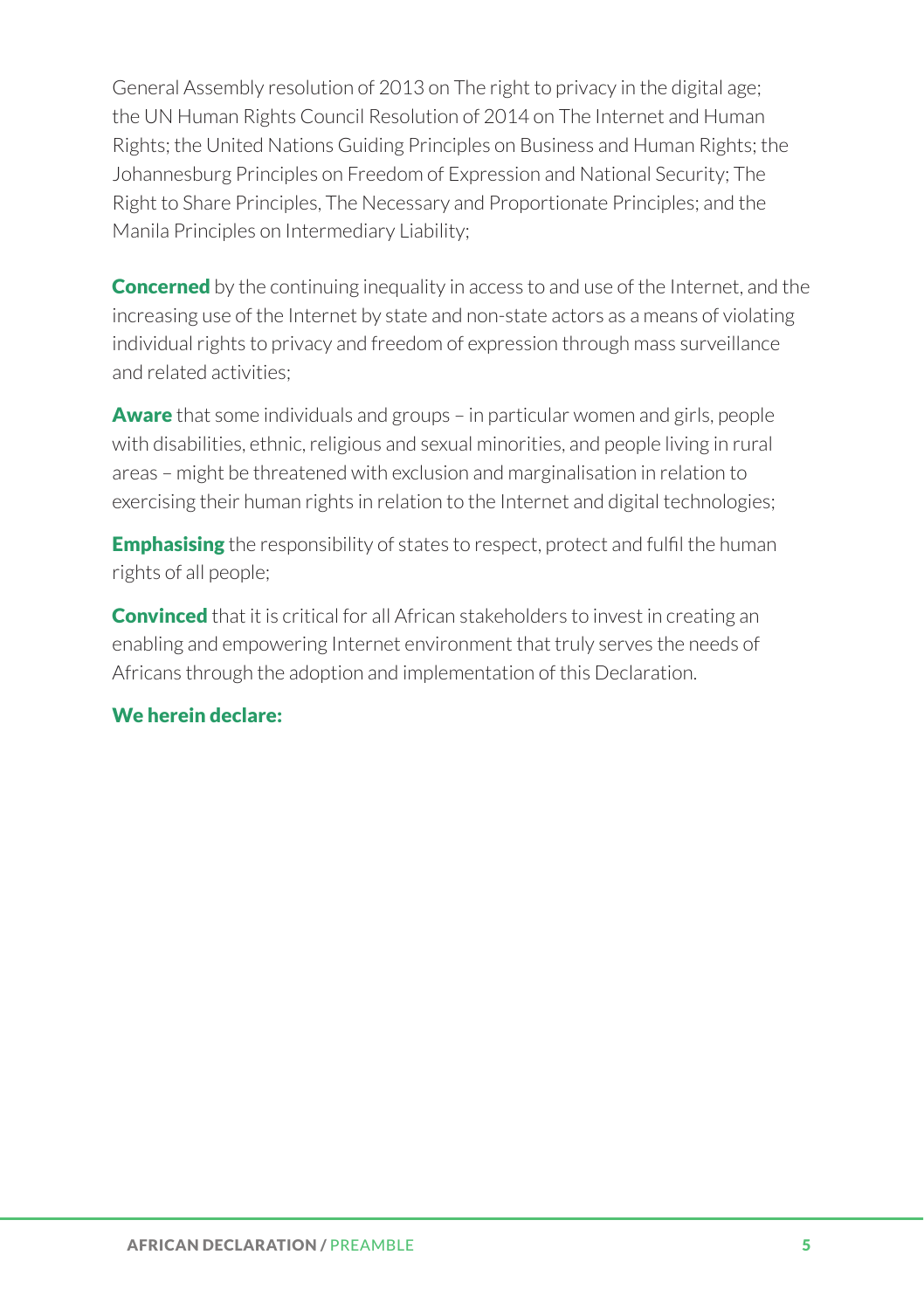General Assembly resolution of 2013 on The right to privacy in the digital age; the UN Human Rights Council Resolution of 2014 on The Internet and Human Rights; the United Nations Guiding Principles on Business and Human Rights; the Johannesburg Principles on Freedom of Expression and National Security; The Right to Share Principles, The Necessary and Proportionate Principles; and the Manila Principles on Intermediary Liability;

**Concerned** by the continuing inequality in access to and use of the Internet, and the increasing use of the Internet by state and non-state actors as a means of violating individual rights to privacy and freedom of expression through mass surveillance and related activities;

**Aware** that some individuals and groups – in particular women and girls, people with disabilities, ethnic, religious and sexual minorities, and people living in rural areas – might be threatened with exclusion and marginalisation in relation to exercising their human rights in relation to the Internet and digital technologies;

**Emphasising** the responsibility of states to respect, protect and fulfil the human rights of all people;

**Convinced** that it is critical for all African stakeholders to invest in creating an enabling and empowering Internet environment that truly serves the needs of Africans through the adoption and implementation of this Declaration.

**We herein declare:**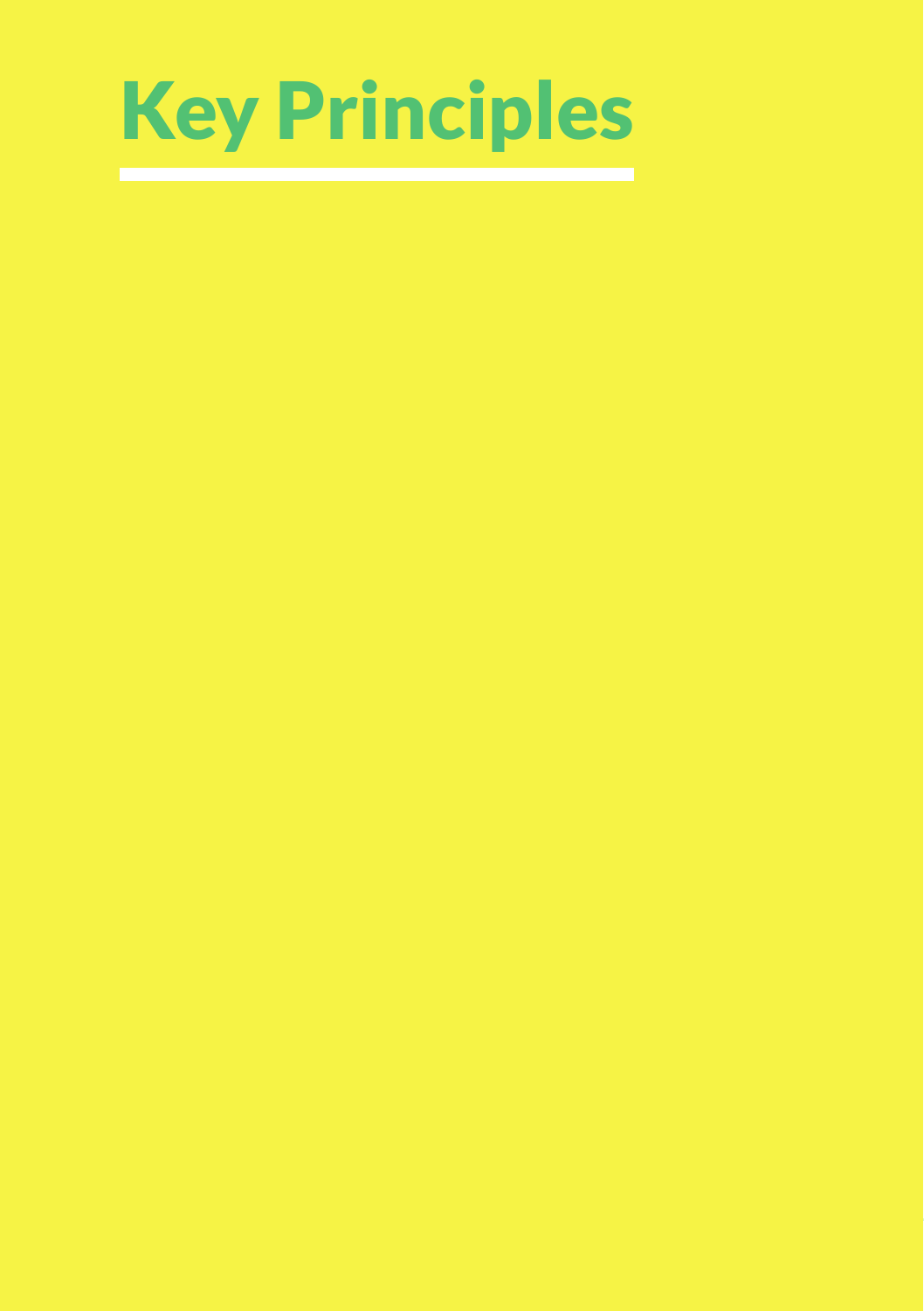# Key Principles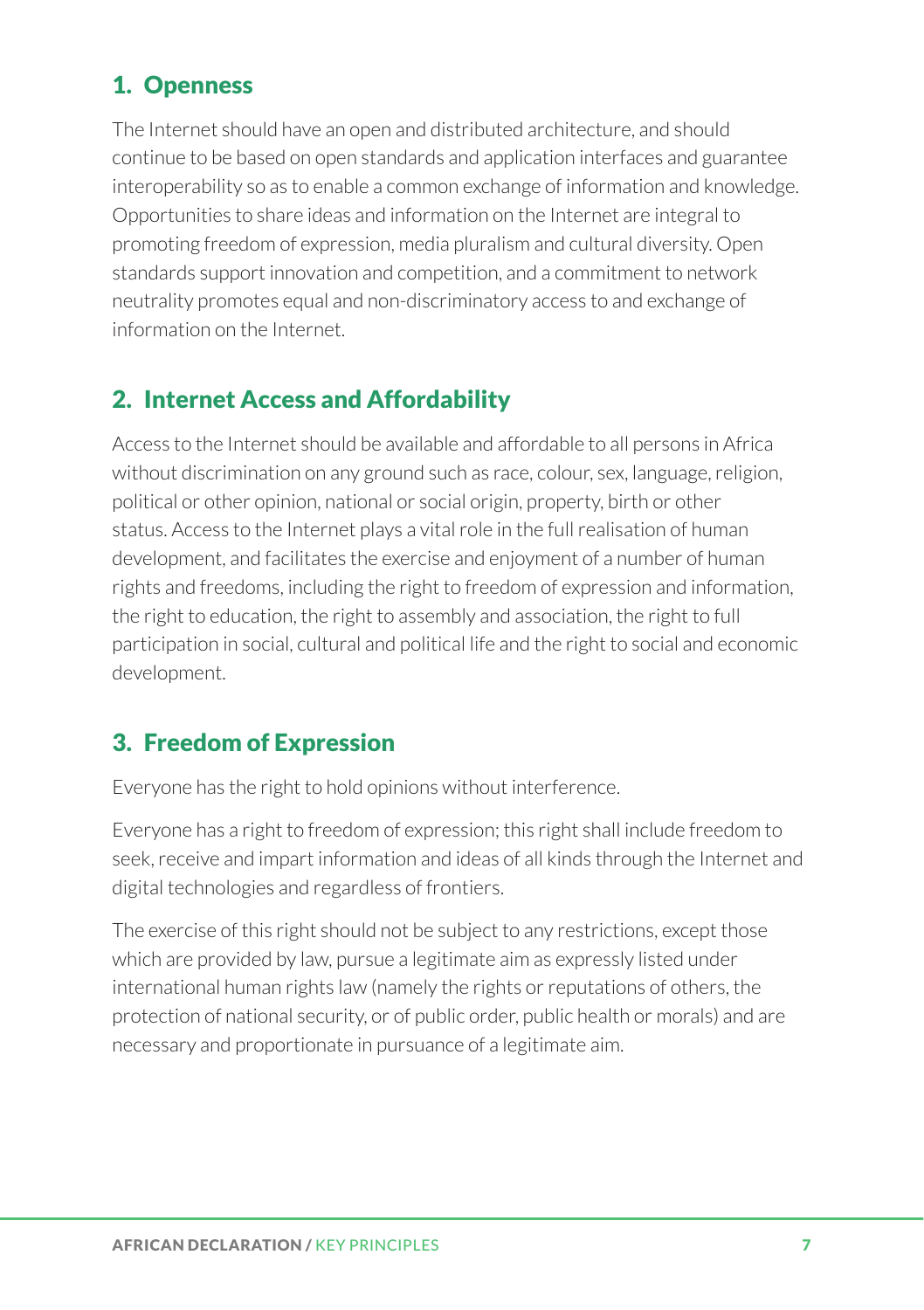## 1. Openness

The Internet should have an open and distributed architecture, and should continue to be based on open standards and application interfaces and guarantee interoperability so as to enable a common exchange of information and knowledge. Opportunities to share ideas and information on the Internet are integral to promoting freedom of expression, media pluralism and cultural diversity. Open standards support innovation and competition, and a commitment to network neutrality promotes equal and non-discriminatory access to and exchange of information on the Internet.

## 2. Internet Access and Affordability

Access to the Internet should be available and affordable to all persons in Africa without discrimination on any ground such as race, colour, sex, language, religion, political or other opinion, national or social origin, property, birth or other status. Access to the Internet plays a vital role in the full realisation of human development, and facilitates the exercise and enjoyment of a number of human rights and freedoms, including the right to freedom of expression and information, the right to education, the right to assembly and association, the right to full participation in social, cultural and political life and the right to social and economic development.

## 3. Freedom of Expression

Everyone has the right to hold opinions without interference.

Everyone has a right to freedom of expression; this right shall include freedom to seek, receive and impart information and ideas of all kinds through the Internet and digital technologies and regardless of frontiers.

The exercise of this right should not be subject to any restrictions, except those which are provided by law, pursue a legitimate aim as expressly listed under international human rights law (namely the rights or reputations of others, the protection of national security, or of public order, public health or morals) and are necessary and proportionate in pursuance of a legitimate aim.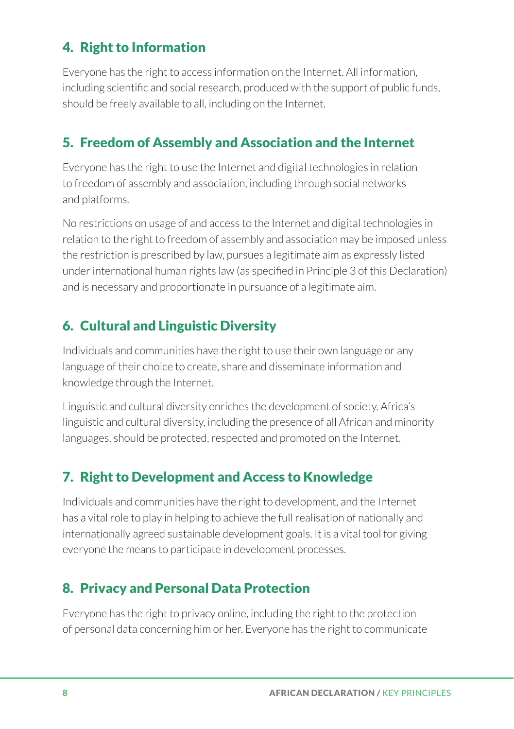## 4. Right to Information

Everyone has the right to access information on the Internet. All information, including scientific and social research, produced with the support of public funds, should be freely available to all, including on the Internet.

## 5. Freedom of Assembly and Association and the Internet

Everyone has the right to use the Internet and digital technologies in relation to freedom of assembly and association, including through social networks and platforms.

No restrictions on usage of and access to the Internet and digital technologies in relation to the right to freedom of assembly and association may be imposed unless the restriction is prescribed by law, pursues a legitimate aim as expressly listed under international human rights law (as specified in Principle 3 of this Declaration) and is necessary and proportionate in pursuance of a legitimate aim.

## 6. Cultural and Linguistic Diversity

Individuals and communities have the right to use their own language or any language of their choice to create, share and disseminate information and knowledge through the Internet.

Linguistic and cultural diversity enriches the development of society. Africa's linguistic and cultural diversity, including the presence of all African and minority languages, should be protected, respected and promoted on the Internet.

## 7. Right to Development and Access to Knowledge

Individuals and communities have the right to development, and the Internet has a vital role to play in helping to achieve the full realisation of nationally and internationally agreed sustainable development goals. It is a vital tool for giving everyone the means to participate in development processes.

## 8. Privacy and Personal Data Protection

Everyone has the right to privacy online, including the right to the protection of personal data concerning him or her. Everyone has the right to communicate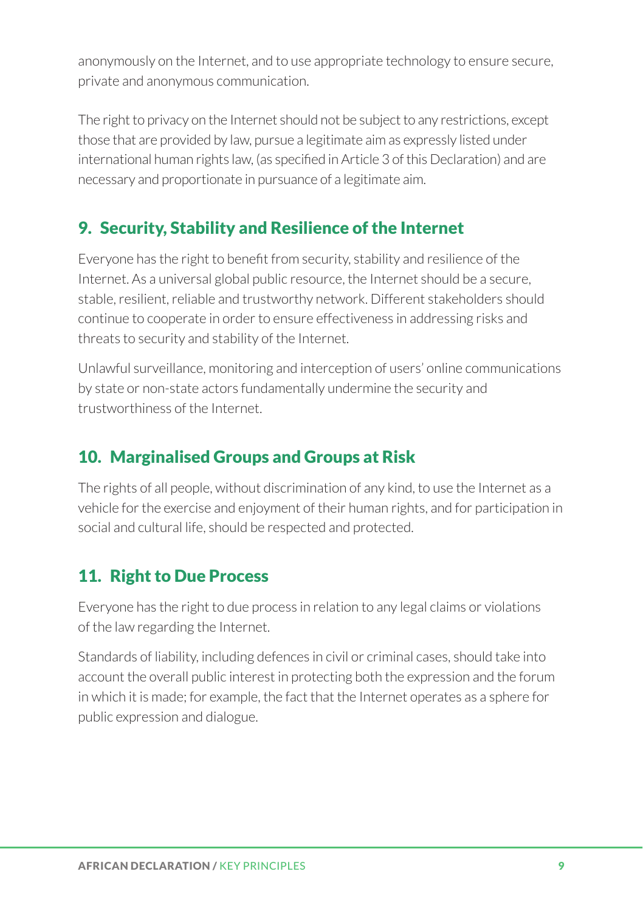anonymously on the Internet, and to use appropriate technology to ensure secure, private and anonymous communication.

The right to privacy on the Internet should not be subject to any restrictions, except those that are provided by law, pursue a legitimate aim as expressly listed under international human rights law, (as specified in Article 3 of this Declaration) and are necessary and proportionate in pursuance of a legitimate aim.

## 9. Security, Stability and Resilience of the Internet

Everyone has the right to benefit from security, stability and resilience of the Internet. As a universal global public resource, the Internet should be a secure, stable, resilient, reliable and trustworthy network. Different stakeholders should continue to cooperate in order to ensure effectiveness in addressing risks and threats to security and stability of the Internet.

Unlawful surveillance, monitoring and interception of users' online communications by state or non-state actors fundamentally undermine the security and trustworthiness of the Internet.

## 10. Marginalised Groups and Groups at Risk

The rights of all people, without discrimination of any kind, to use the Internet as a vehicle for the exercise and enjoyment of their human rights, and for participation in social and cultural life, should be respected and protected.

## 11. Right to Due Process

Everyone has the right to due process in relation to any legal claims or violations of the law regarding the Internet.

Standards of liability, including defences in civil or criminal cases, should take into account the overall public interest in protecting both the expression and the forum in which it is made; for example, the fact that the Internet operates as a sphere for public expression and dialogue.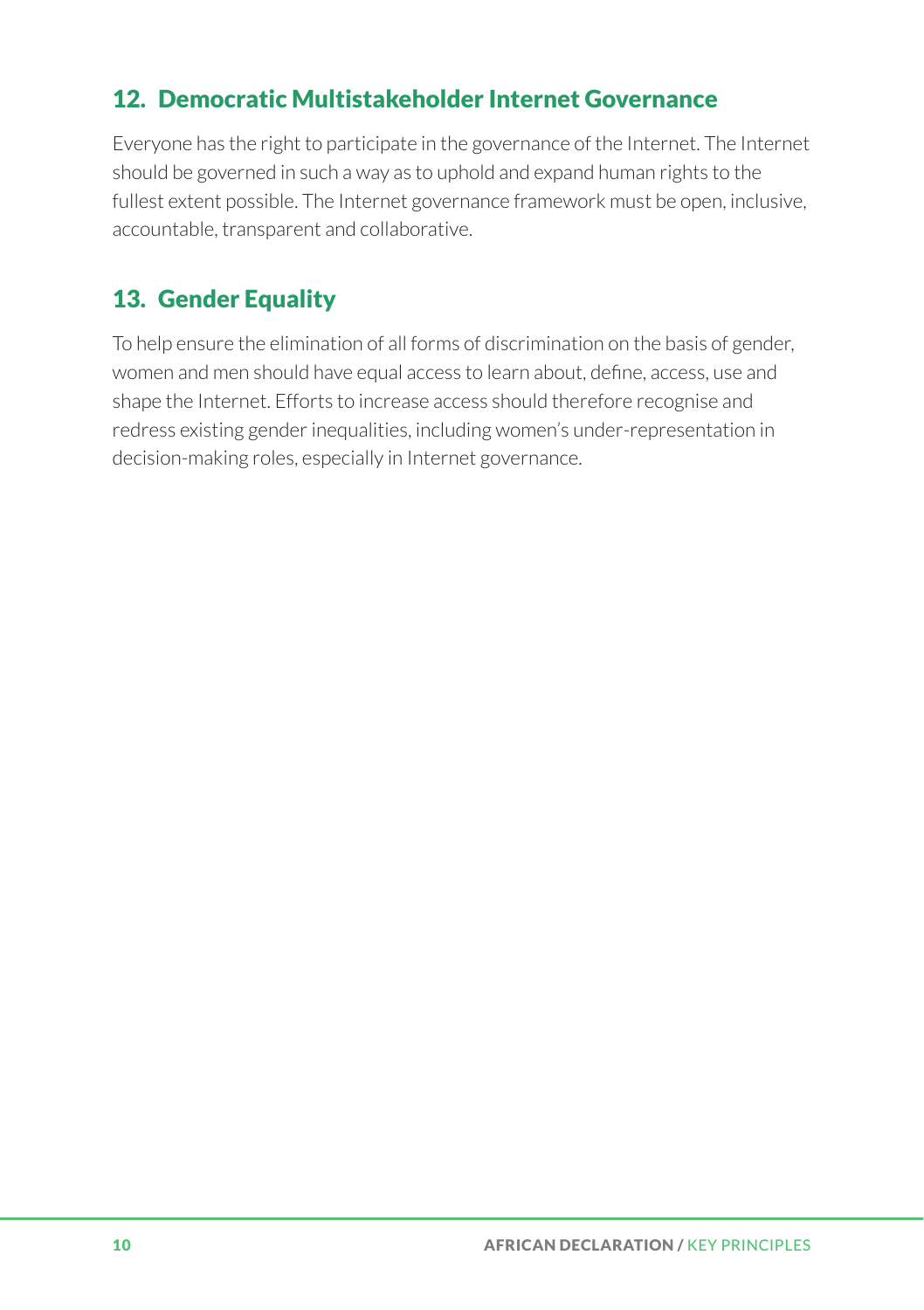## 12. Democratic Multistakeholder Internet Governance

Everyone has the right to participate in the governance of the Internet. The Internet should be governed in such a way as to uphold and expand human rights to the fullest extent possible. The Internet governance framework must be open, inclusive, accountable, transparent and collaborative.

## 13. Gender Equality

To help ensure the elimination of all forms of discrimination on the basis of gender, women and men should have equal access to learn about, define, access, use and shape the Internet. Efforts to increase access should therefore recognise and redress existing gender inequalities, including women's under-representation in decision-making roles, especially in Internet governance.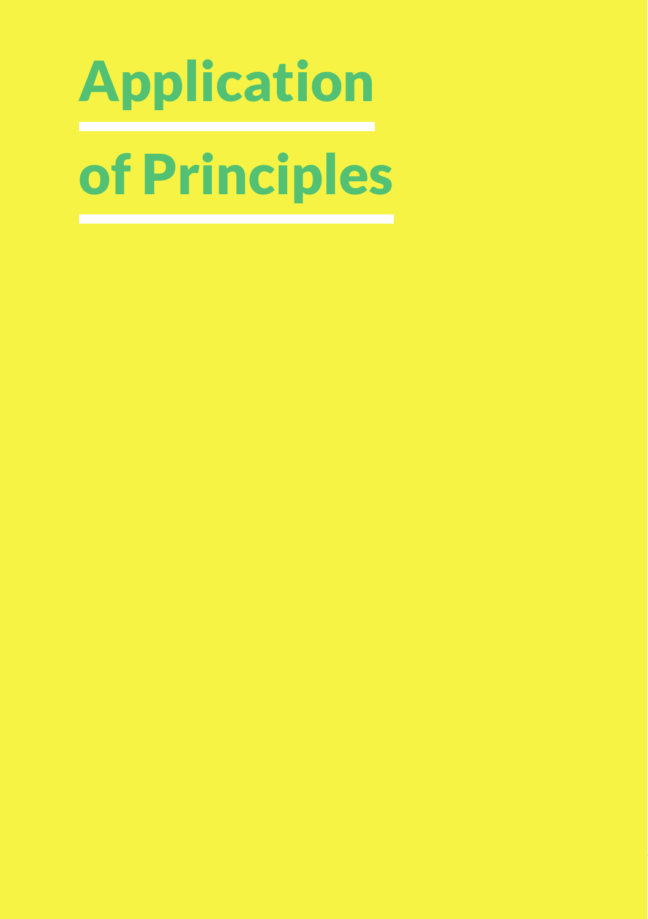# Application of Principles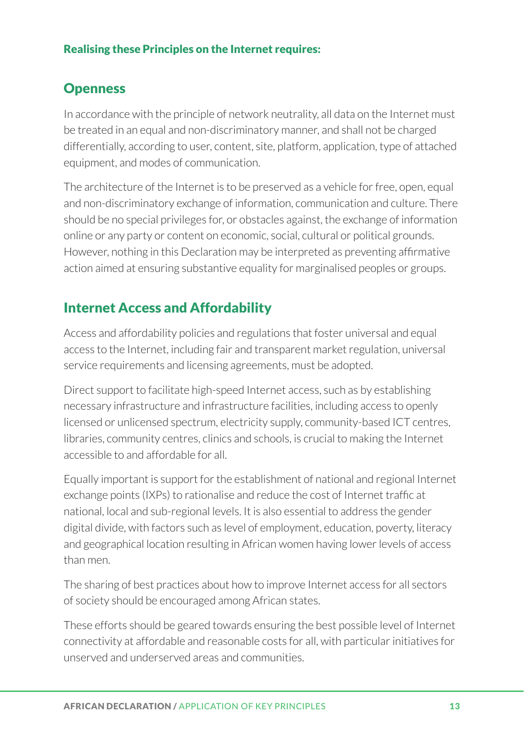**Realising these Principles on the Internet requires:**

## Openness

In accordance with the principle of network neutrality, all data on the Internet must be treated in an equal and non-discriminatory manner, and shall not be charged differentially, according to user, content, site, platform, application, type of attached equipment, and modes of communication.

The architecture of the Internet is to be preserved as a vehicle for free, open, equal and non-discriminatory exchange of information, communication and culture. There should be no special privileges for, or obstacles against, the exchange of information online or any party or content on economic, social, cultural or political grounds. However, nothing in this Declaration may be interpreted as preventing affirmative action aimed at ensuring substantive equality for marginalised peoples or groups.

## Internet Access and Affordability

Access and affordability policies and regulations that foster universal and equal access to the Internet, including fair and transparent market regulation, universal service requirements and licensing agreements, must be adopted.

Direct support to facilitate high-speed Internet access, such as by establishing necessary infrastructure and infrastructure facilities, including access to openly licensed or unlicensed spectrum, electricity supply, community-based ICT centres, libraries, community centres, clinics and schools, is crucial to making the Internet accessible to and affordable for all.

Equally important is support for the establishment of national and regional Internet exchange points (IXPs) to rationalise and reduce the cost of Internet traffic at national, local and sub-regional levels. It is also essential to address the gender digital divide, with factors such as level of employment, education, poverty, literacy and geographical location resulting in African women having lower levels of access than men.

The sharing of best practices about how to improve Internet access for all sectors of society should be encouraged among African states.

These efforts should be geared towards ensuring the best possible level of Internet connectivity at affordable and reasonable costs for all, with particular initiatives for unserved and underserved areas and communities.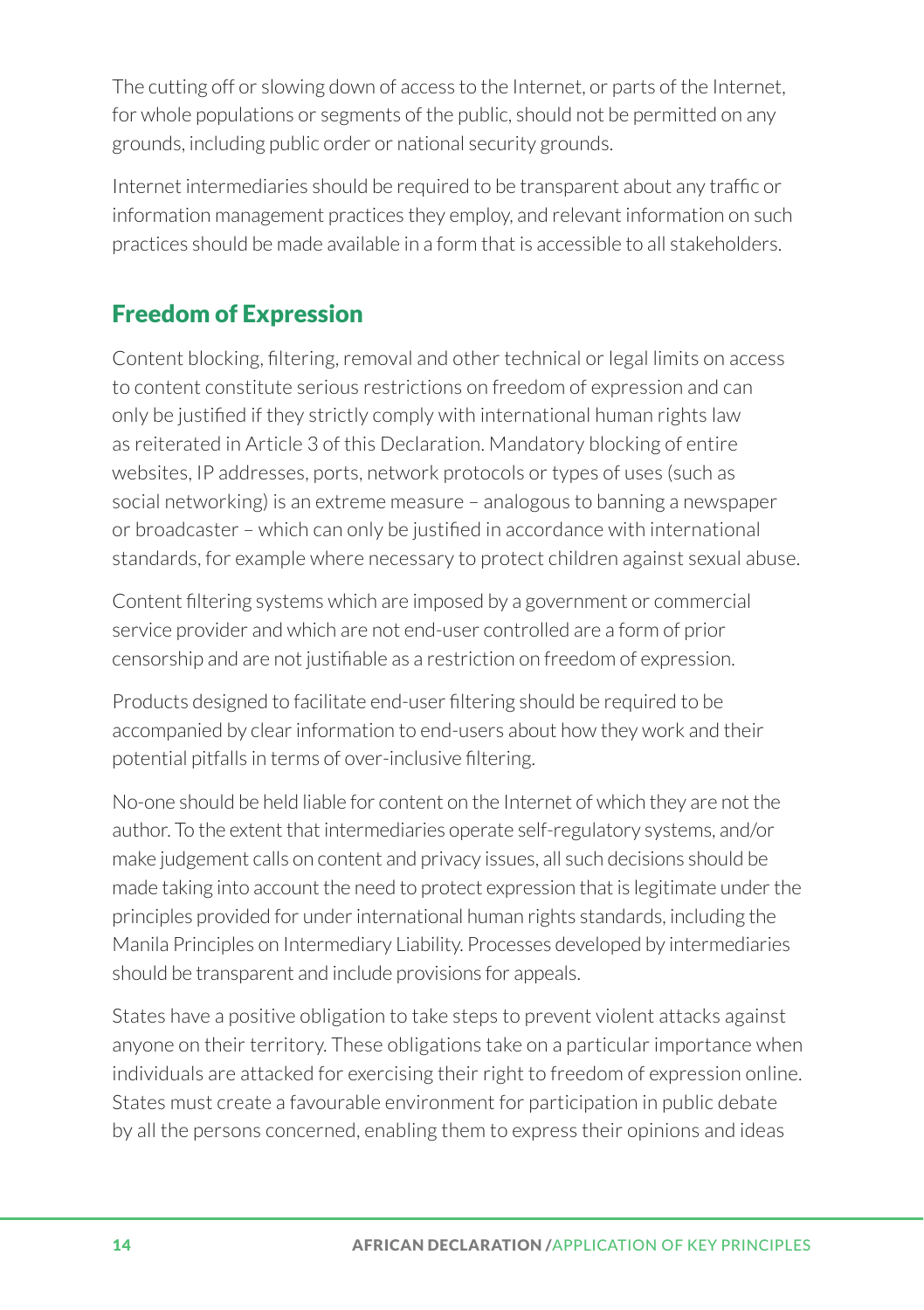The cutting off or slowing down of access to the Internet, or parts of the Internet, for whole populations or segments of the public, should not be permitted on any grounds, including public order or national security grounds.

Internet intermediaries should be required to be transparent about any traffic or information management practices they employ, and relevant information on such practices should be made available in a form that is accessible to all stakeholders.

## Freedom of Expression

Content blocking, filtering, removal and other technical or legal limits on access to content constitute serious restrictions on freedom of expression and can only be justified if they strictly comply with international human rights law as reiterated in Article 3 of this Declaration. Mandatory blocking of entire websites, IP addresses, ports, network protocols or types of uses (such as social networking) is an extreme measure – analogous to banning a newspaper or broadcaster – which can only be justified in accordance with international standards, for example where necessary to protect children against sexual abuse.

Content filtering systems which are imposed by a government or commercial service provider and which are not end-user controlled are a form of prior censorship and are not justifiable as a restriction on freedom of expression.

Products designed to facilitate end-user filtering should be required to be accompanied by clear information to end-users about how they work and their potential pitfalls in terms of over-inclusive filtering.

No-one should be held liable for content on the Internet of which they are not the author. To the extent that intermediaries operate self-regulatory systems, and/or make judgement calls on content and privacy issues, all such decisions should be made taking into account the need to protect expression that is legitimate under the principles provided for under international human rights standards, including the Manila Principles on Intermediary Liability. Processes developed by intermediaries should be transparent and include provisions for appeals.

States have a positive obligation to take steps to prevent violent attacks against anyone on their territory. These obligations take on a particular importance when individuals are attacked for exercising their right to freedom of expression online. States must create a favourable environment for participation in public debate by all the persons concerned, enabling them to express their opinions and ideas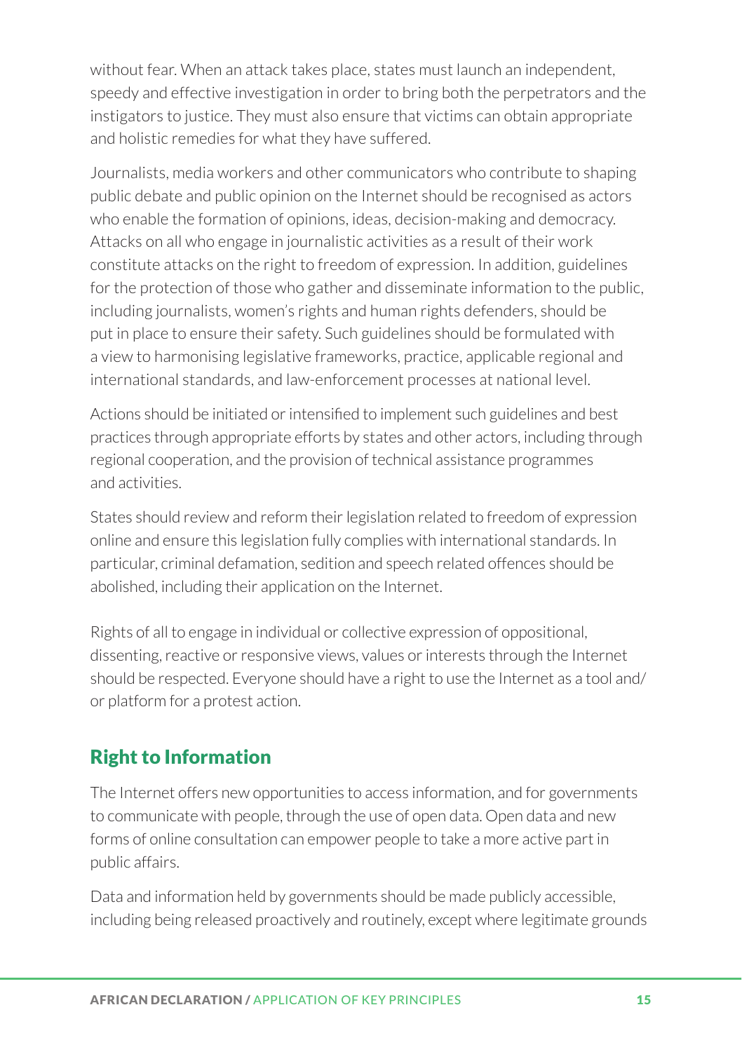without fear. When an attack takes place, states must launch an independent, speedy and effective investigation in order to bring both the perpetrators and the instigators to justice. They must also ensure that victims can obtain appropriate and holistic remedies for what they have suffered.

Journalists, media workers and other communicators who contribute to shaping public debate and public opinion on the Internet should be recognised as actors who enable the formation of opinions, ideas, decision-making and democracy. Attacks on all who engage in journalistic activities as a result of their work constitute attacks on the right to freedom of expression. In addition, guidelines for the protection of those who gather and disseminate information to the public, including journalists, women's rights and human rights defenders, should be put in place to ensure their safety. Such guidelines should be formulated with a view to harmonising legislative frameworks, practice, applicable regional and international standards, and law-enforcement processes at national level.

Actions should be initiated or intensified to implement such guidelines and best practices through appropriate efforts by states and other actors, including through regional cooperation, and the provision of technical assistance programmes and activities.

States should review and reform their legislation related to freedom of expression online and ensure this legislation fully complies with international standards. In particular, criminal defamation, sedition and speech related offences should be abolished, including their application on the Internet.

Rights of all to engage in individual or collective expression of oppositional, dissenting, reactive or responsive views, values or interests through the Internet should be respected. Everyone should have a right to use the Internet as a tool and/or platform for a protest action.

## Right to Information

The Internet offers new opportunities to access information, and for governments to communicate with people, through the use of open data. Open data and new forms of online consultation can empower people to take a more active part in public affairs.

Data and information held by governments should be made publicly accessible, including being released proactively and routinely, except where legitimate grounds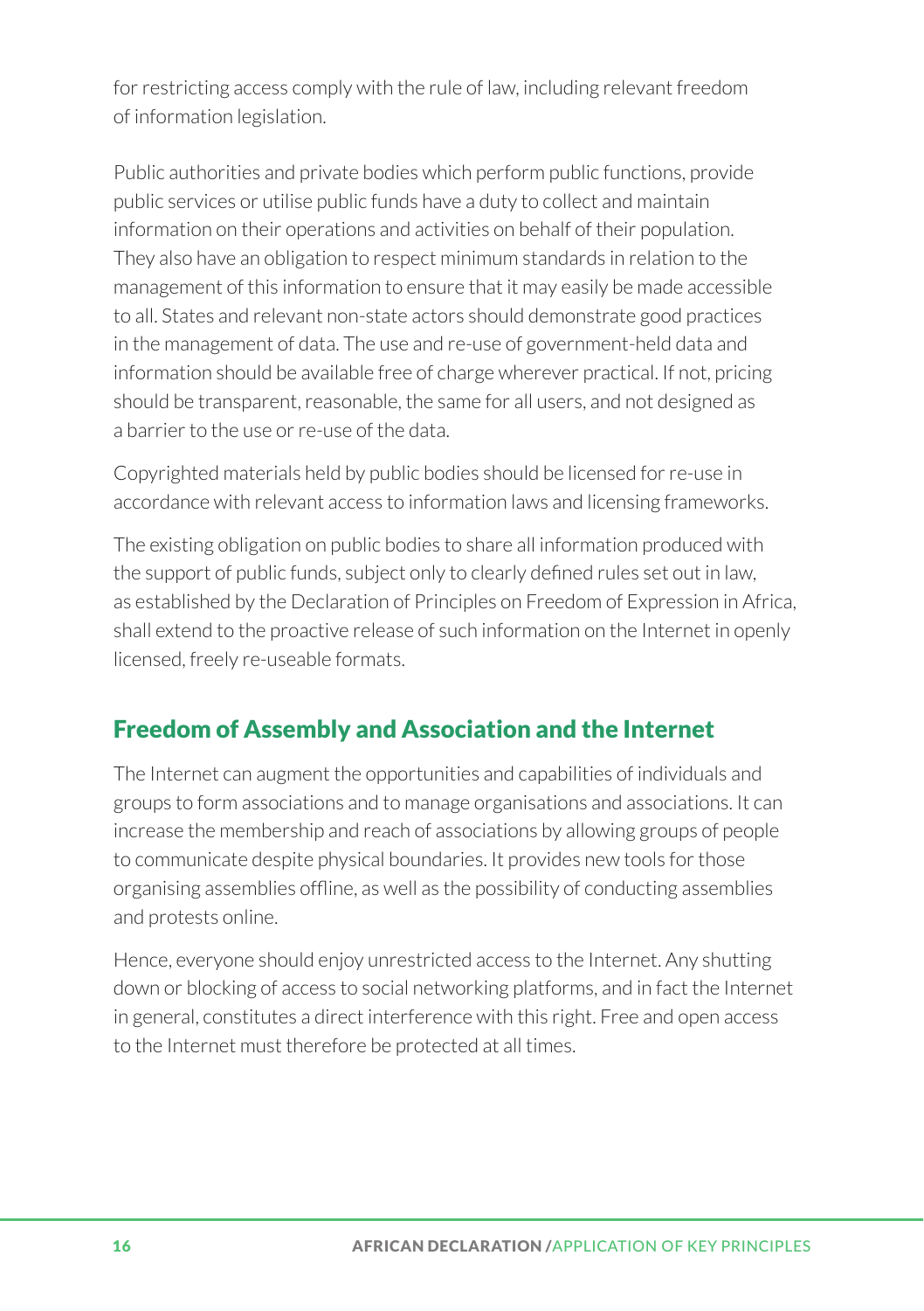for restricting access comply with the rule of law, including relevant freedom of information legislation.

Public authorities and private bodies which perform public functions, provide public services or utilise public funds have a duty to collect and maintain information on their operations and activities on behalf of their population. They also have an obligation to respect minimum standards in relation to the management of this information to ensure that it may easily be made accessible to all. States and relevant non-state actors should demonstrate good practices in the management of data. The use and re-use of government-held data and information should be available free of charge wherever practical. If not, pricing should be transparent, reasonable, the same for all users, and not designed as a barrier to the use or re-use of the data.

Copyrighted materials held by public bodies should be licensed for re-use in accordance with relevant access to information laws and licensing frameworks.

The existing obligation on public bodies to share all information produced with the support of public funds, subject only to clearly defined rules set out in law, as established by the Declaration of Principles on Freedom of Expression in Africa, shall extend to the proactive release of such information on the Internet in openly licensed, freely re-useable formats.

## Freedom of Assembly and Association and the Internet

The Internet can augment the opportunities and capabilities of individuals and groups to form associations and to manage organisations and associations. It can increase the membership and reach of associations by allowing groups of people to communicate despite physical boundaries. It provides new tools for those organising assemblies offline, as well as the possibility of conducting assemblies and protests online.

Hence, everyone should enjoy unrestricted access to the Internet. Any shutting down or blocking of access to social networking platforms, and in fact the Internet in general, constitutes a direct interference with this right. Free and open access to the Internet must therefore be protected at all times.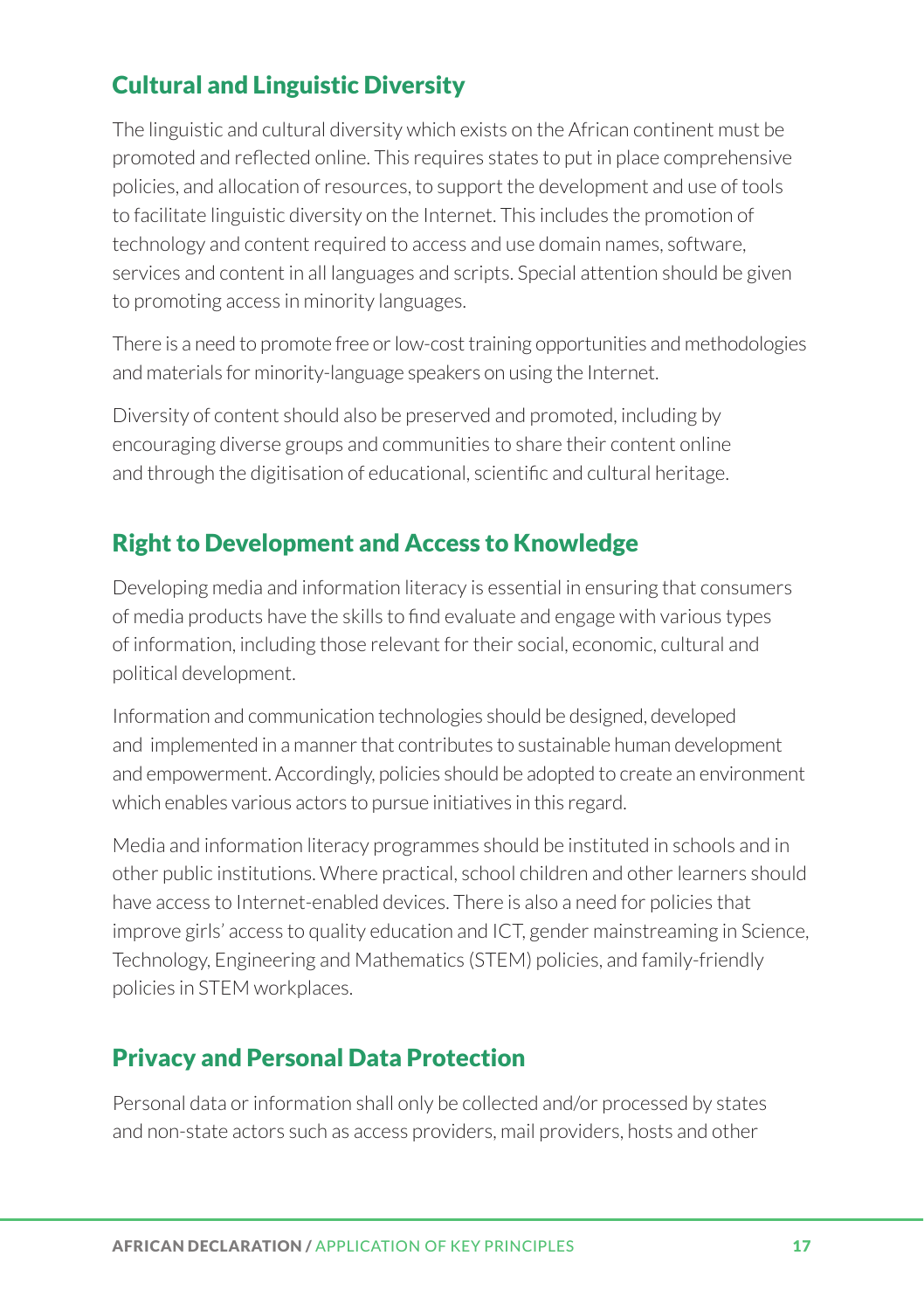## Cultural and Linguistic Diversity

The linguistic and cultural diversity which exists on the African continent must be promoted and reflected online. This requires states to put in place comprehensive policies, and allocation of resources, to support the development and use of tools to facilitate linguistic diversity on the Internet. This includes the promotion of technology and content required to access and use domain names, software, services and content in all languages and scripts. Special attention should be given to promoting access in minority languages.

There is a need to promote free or low-cost training opportunities and methodologies and materials for minority-language speakers on using the Internet.

Diversity of content should also be preserved and promoted, including by encouraging diverse groups and communities to share their content online and through the digitisation of educational, scientific and cultural heritage.

## Right to Development and Access to Knowledge

Developing media and information literacy is essential in ensuring that consumers of media products have the skills to find evaluate and engage with various types of information, including those relevant for their social, economic, cultural and political development.

Information and communication technologies should be designed, developed and implemented in a manner that contributes to sustainable human development and empowerment. Accordingly, policies should be adopted to create an environment which enables various actors to pursue initiatives in this regard.

Media and information literacy programmes should be instituted in schools and in other public institutions. Where practical, school children and other learners should have access to Internet-enabled devices. There is also a need for policies that improve girls' access to quality education and ICT, gender mainstreaming in Science, Technology, Engineering and Mathematics (STEM) policies, and family-friendly policies in STEM workplaces.

## Privacy and Personal Data Protection

Personal data or information shall only be collected and/or processed by states and non-state actors such as access providers, mail providers, hosts and other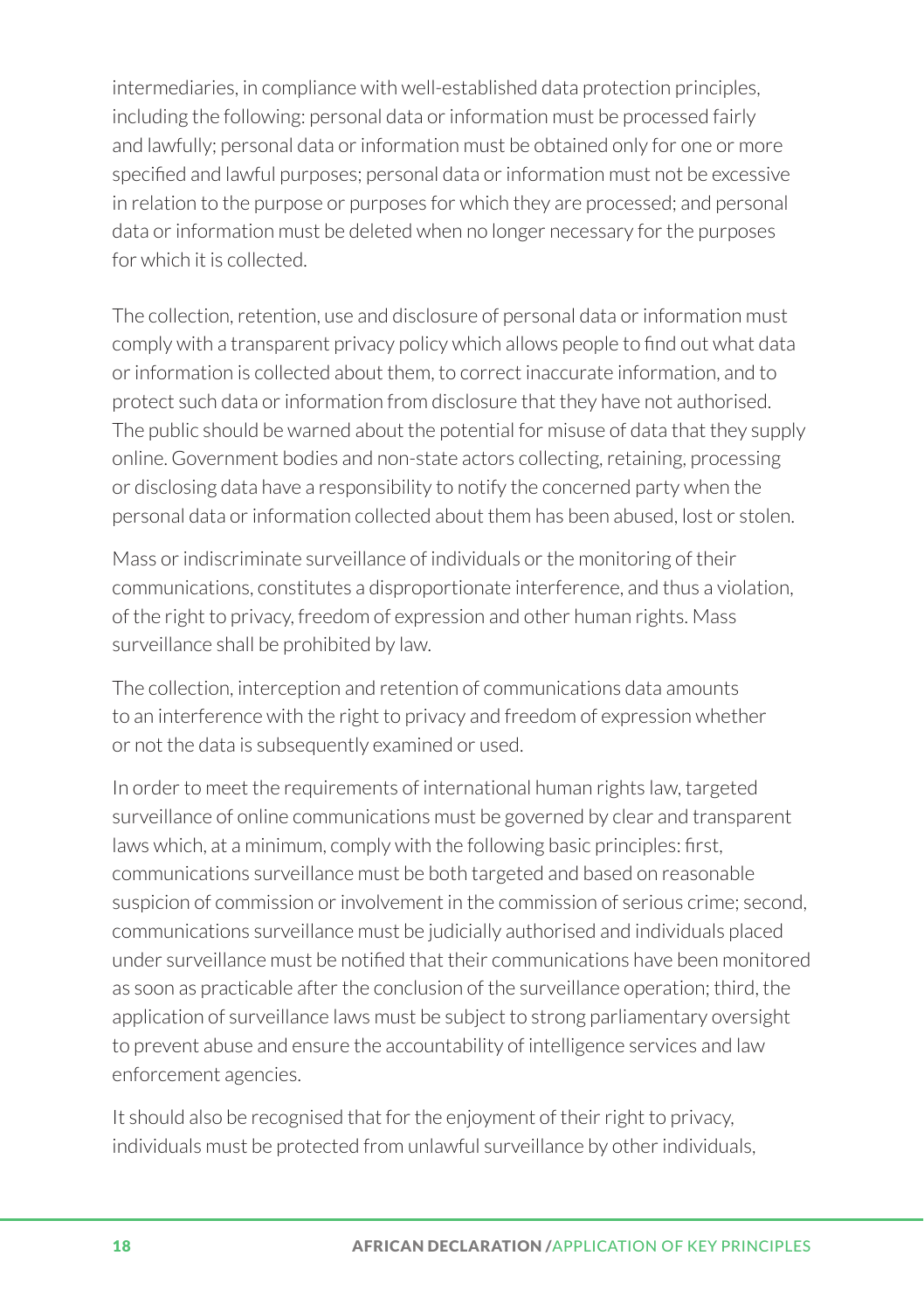intermediaries, in compliance with well-established data protection principles, including the following: personal data or information must be processed fairly and lawfully; personal data or information must be obtained only for one or more specified and lawful purposes; personal data or information must not be excessive in relation to the purpose or purposes for which they are processed; and personal data or information must be deleted when no longer necessary for the purposes for which it is collected.

The collection, retention, use and disclosure of personal data or information must comply with a transparent privacy policy which allows people to find out what data or information is collected about them, to correct inaccurate information, and to protect such data or information from disclosure that they have not authorised. The public should be warned about the potential for misuse of data that they supply online. Government bodies and non-state actors collecting, retaining, processing or disclosing data have a responsibility to notify the concerned party when the personal data or information collected about them has been abused, lost or stolen.

Mass or indiscriminate surveillance of individuals or the monitoring of their communications, constitutes a disproportionate interference, and thus a violation, of the right to privacy, freedom of expression and other human rights. Mass surveillance shall be prohibited by law.

The collection, interception and retention of communications data amounts to an interference with the right to privacy and freedom of expression whether or not the data is subsequently examined or used.

In order to meet the requirements of international human rights law, targeted surveillance of online communications must be governed by clear and transparent laws which, at a minimum, comply with the following basic principles: first, communications surveillance must be both targeted and based on reasonable suspicion of commission or involvement in the commission of serious crime; second, communications surveillance must be judicially authorised and individuals placed under surveillance must be notified that their communications have been monitored as soon as practicable after the conclusion of the surveillance operation; third, the application of surveillance laws must be subject to strong parliamentary oversight to prevent abuse and ensure the accountability of intelligence services and law enforcement agencies.

It should also be recognised that for the enjoyment of their right to privacy, individuals must be protected from unlawful surveillance by other individuals,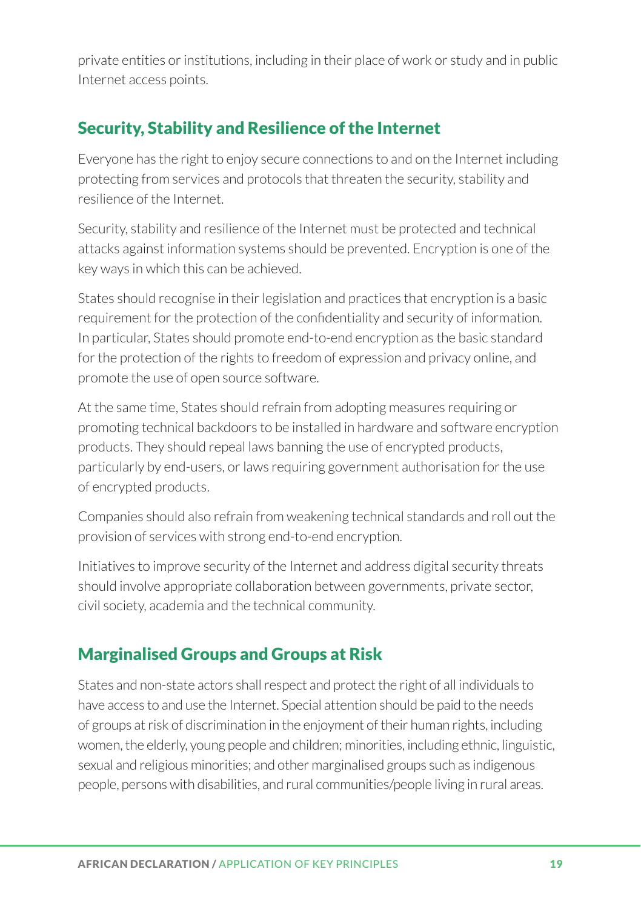private entities or institutions, including in their place of work or study and in public Internet access points.

## Security, Stability and Resilience of the Internet

Everyone has the right to enjoy secure connections to and on the Internet including protecting from services and protocols that threaten the security, stability and resilience of the Internet.

Security, stability and resilience of the Internet must be protected and technical attacks against information systems should be prevented. Encryption is one of the key ways in which this can be achieved.

States should recognise in their legislation and practices that encryption is a basic requirement for the protection of the confidentiality and security of information. In particular, States should promote end-to-end encryption as the basic standard for the protection of the rights to freedom of expression and privacy online, and promote the use of open source software.

At the same time, States should refrain from adopting measures requiring or promoting technical backdoors to be installed in hardware and software encryption products. They should repeal laws banning the use of encrypted products, particularly by end-users, or laws requiring government authorisation for the use of encrypted products.

Companies should also refrain from weakening technical standards and roll out the provision of services with strong end-to-end encryption.

Initiatives to improve security of the Internet and address digital security threats should involve appropriate collaboration between governments, private sector, civil society, academia and the technical community.

## Marginalised Groups and Groups at Risk

States and non-state actors shall respect and protect the right of all individuals to have access to and use the Internet. Special attention should be paid to the needs of groups at risk of discrimination in the enjoyment of their human rights, including women, the elderly, young people and children; minorities, including ethnic, linguistic, sexual and religious minorities; and other marginalised groups such as indigenous people, persons with disabilities, and rural communities/people living in rural areas.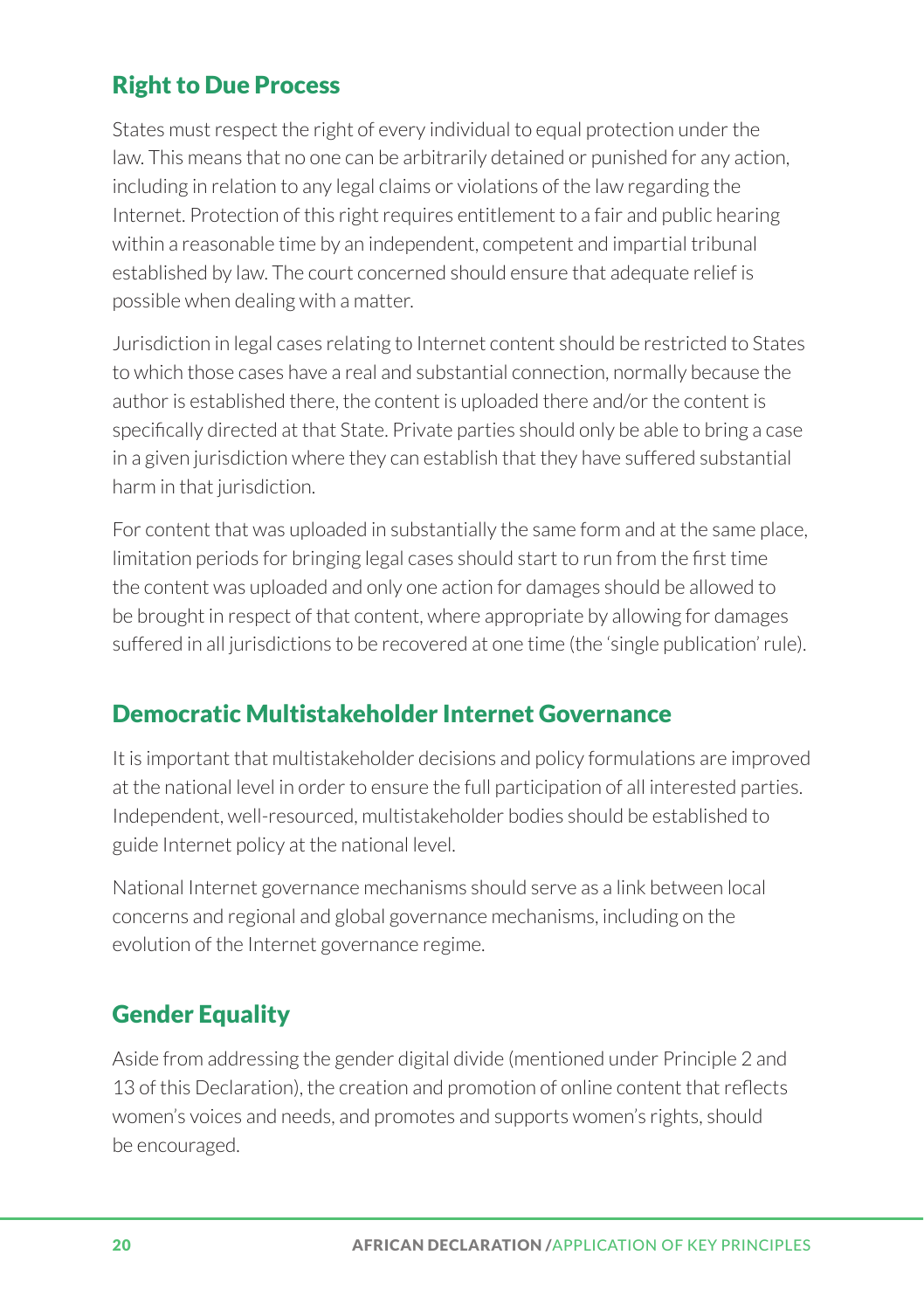## Right to Due Process

States must respect the right of every individual to equal protection under the law. This means that no one can be arbitrarily detained or punished for any action, including in relation to any legal claims or violations of the law regarding the Internet. Protection of this right requires entitlement to a fair and public hearing within a reasonable time by an independent, competent and impartial tribunal established by law. The court concerned should ensure that adequate relief is possible when dealing with a matter.

Jurisdiction in legal cases relating to Internet content should be restricted to States to which those cases have a real and substantial connection, normally because the author is established there, the content is uploaded there and/or the content is specifically directed at that State. Private parties should only be able to bring a case in a given jurisdiction where they can establish that they have suffered substantial harm in that jurisdiction.

For content that was uploaded in substantially the same form and at the same place, limitation periods for bringing legal cases should start to run from the first time the content was uploaded and only one action for damages should be allowed to be brought in respect of that content, where appropriate by allowing for damages suffered in all jurisdictions to be recovered at one time (the 'single publication' rule).

## Democratic Multistakeholder Internet Governance

It is important that multistakeholder decisions and policy formulations are improved at the national level in order to ensure the full participation of all interested parties. Independent, well-resourced, multistakeholder bodies should be established to guide Internet policy at the national level.

National Internet governance mechanisms should serve as a link between local concerns and regional and global governance mechanisms, including on the evolution of the Internet governance regime.

## Gender Equality

Aside from addressing the gender digital divide (mentioned under Principle 2 and 13 of this Declaration), the creation and promotion of online content that reflects women's voices and needs, and promotes and supports women's rights, should be encouraged.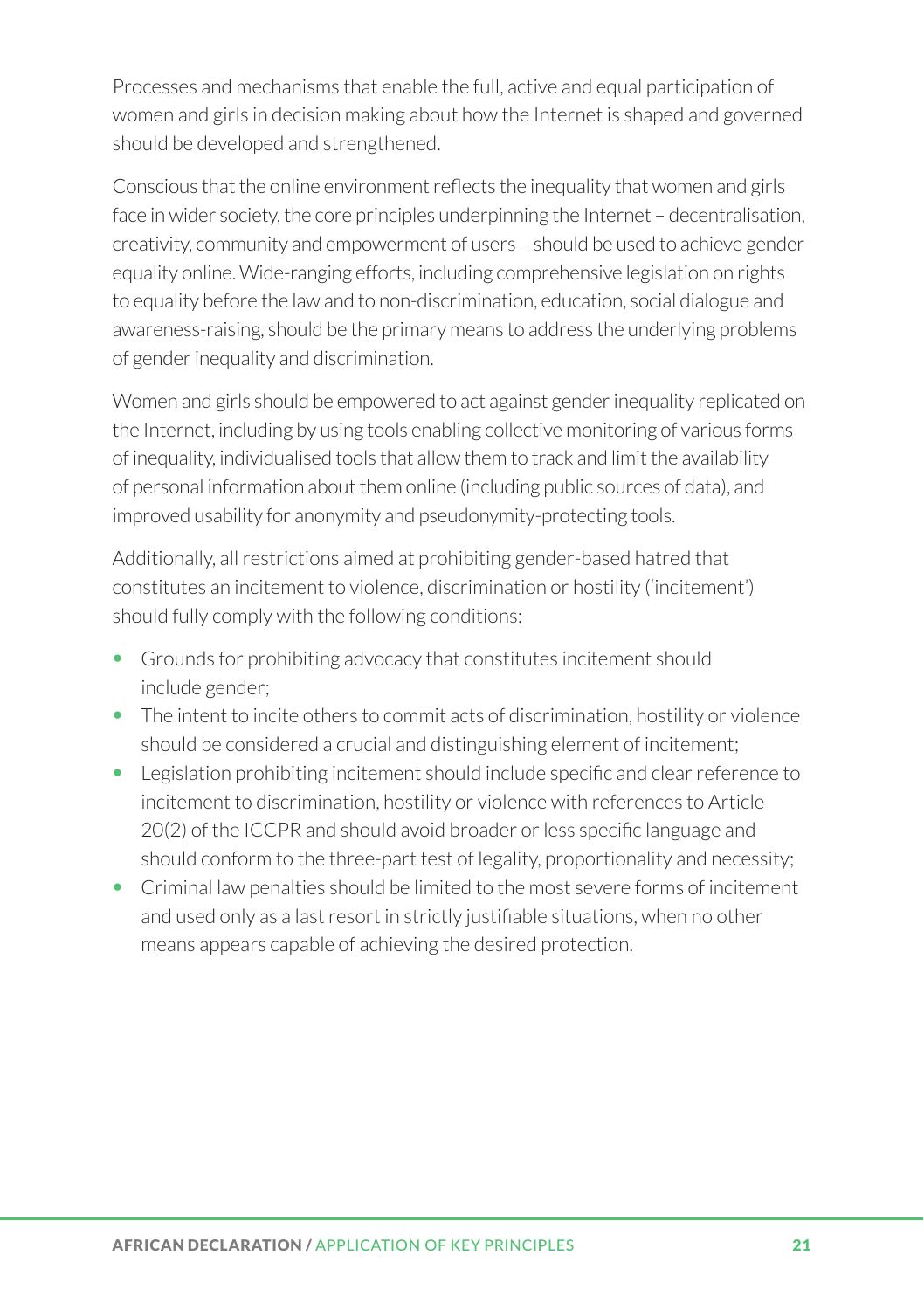Processes and mechanisms that enable the full, active and equal participation of women and girls in decision making about how the Internet is shaped and governed should be developed and strengthened.

Conscious that the online environment reflects the inequality that women and girls face in wider society, the core principles underpinning the Internet – decentralisation, creativity, community and empowerment of users – should be used to achieve gender equality online. Wide-ranging efforts, including comprehensive legislation on rights to equality before the law and to non-discrimination, education, social dialogue and awareness-raising, should be the primary means to address the underlying problems of gender inequality and discrimination.

Women and girls should be empowered to act against gender inequality replicated on the Internet, including by using tools enabling collective monitoring of various forms of inequality, individualised tools that allow them to track and limit the availability of personal information about them online (including public sources of data), and improved usability for anonymity and pseudonymity-protecting tools.

Additionally, all restrictions aimed at prohibiting gender-based hatred that constitutes an incitement to violence, discrimination or hostility ('incitement') should fully comply with the following conditions:

- Grounds for prohibiting advocacy that constitutes incitement should include gender;
- The intent to incite others to commit acts of discrimination, hostility or violence should be considered a crucial and distinguishing element of incitement;
- Legislation prohibiting incitement should include specific and clear reference to incitement to discrimination, hostility or violence with references to Article 20(2) of the ICCPR and should avoid broader or less specific language and should conform to the three-part test of legality, proportionality and necessity;
- Criminal law penalties should be limited to the most severe forms of incitement and used only as a last resort in strictly justifiable situations, when no other means appears capable of achieving the desired protection.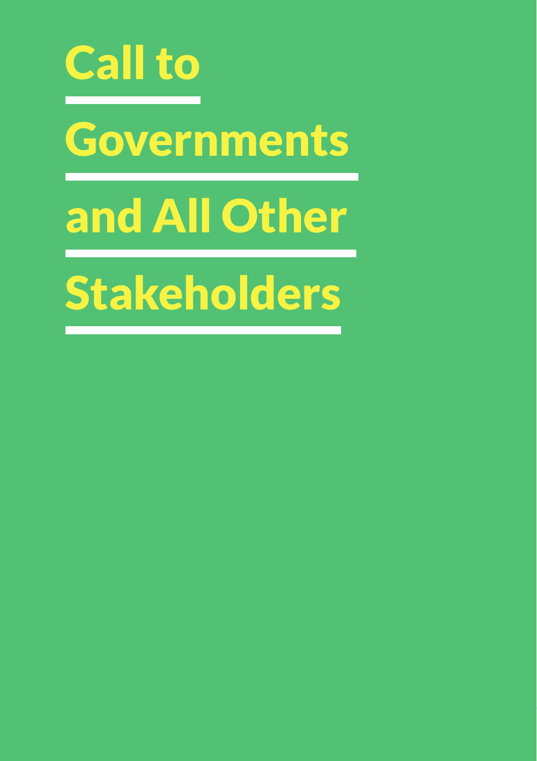# Call to Governments and All Other Stakeholders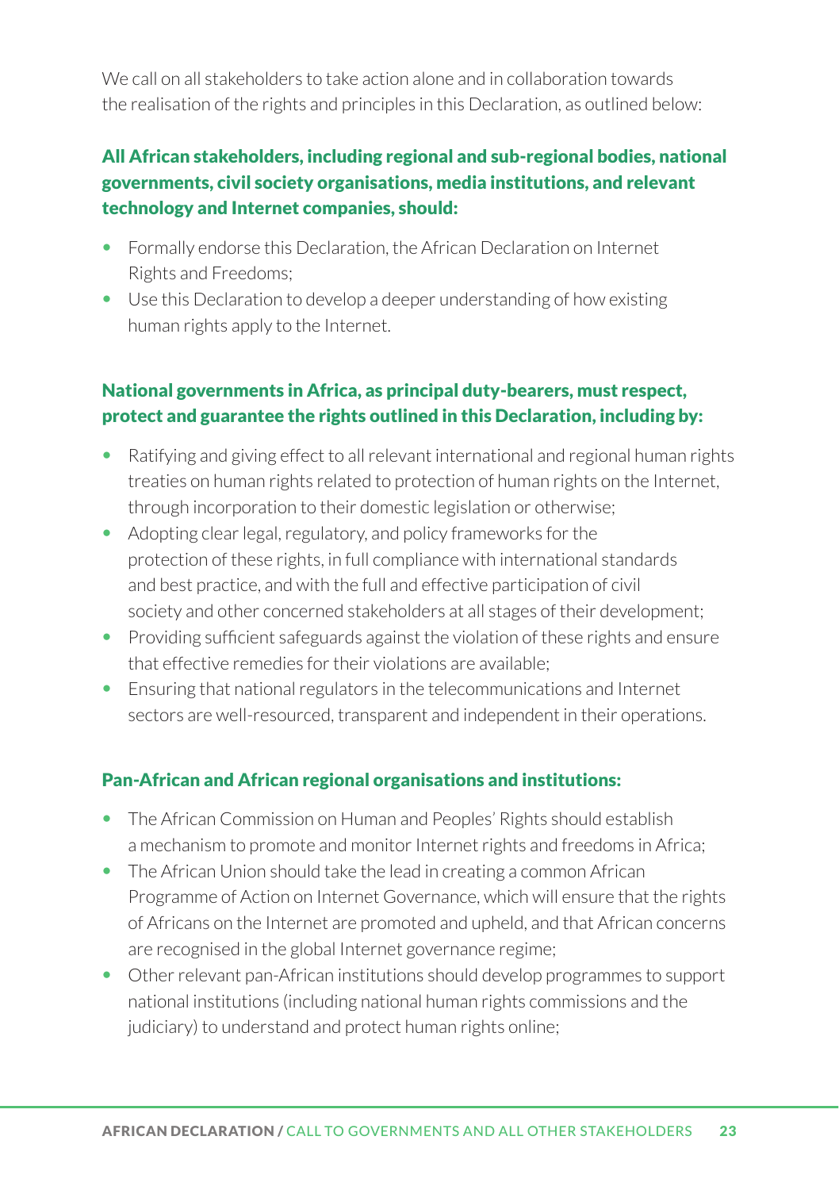We call on all stakeholders to take action alone and in collaboration towards the realisation of the rights and principles in this Declaration, as outlined below:

### All African stakeholders, including regional and sub-regional bodies, national governments, civil society organisations, media institutions, and relevant technology and Internet companies, should:

- Formally endorse this Declaration, the African Declaration on Internet Rights and Freedoms;
- Use this Declaration to develop a deeper understanding of how existing human rights apply to the Internet.

### National governments in Africa, as principal duty-bearers, must respect, protect and guarantee the rights outlined in this Declaration, including by:

- Ratifying and giving effect to all relevant international and regional human rights treaties on human rights related to protection of human rights on the Internet, through incorporation to their domestic legislation or otherwise;
- Adopting clear legal, regulatory, and policy frameworks for the protection of these rights, in full compliance with international standards and best practice, and with the full and effective participation of civil society and other concerned stakeholders at all stages of their development;
- Providing sufficient safeguards against the violation of these rights and ensure that effective remedies for their violations are available;
- Ensuring that national regulators in the telecommunications and Internet sectors are well-resourced, transparent and independent in their operations.

### Pan-African and African regional organisations and institutions:

- The African Commission on Human and Peoples' Rights should establish a mechanism to promote and monitor Internet rights and freedoms in Africa;
- The African Union should take the lead in creating a common African Programme of Action on Internet Governance, which will ensure that the rights of Africans on the Internet are promoted and upheld, and that African concerns are recognised in the global Internet governance regime;
- Other relevant pan-African institutions should develop programmes to support national institutions (including national human rights commissions and the judiciary) to understand and protect human rights online;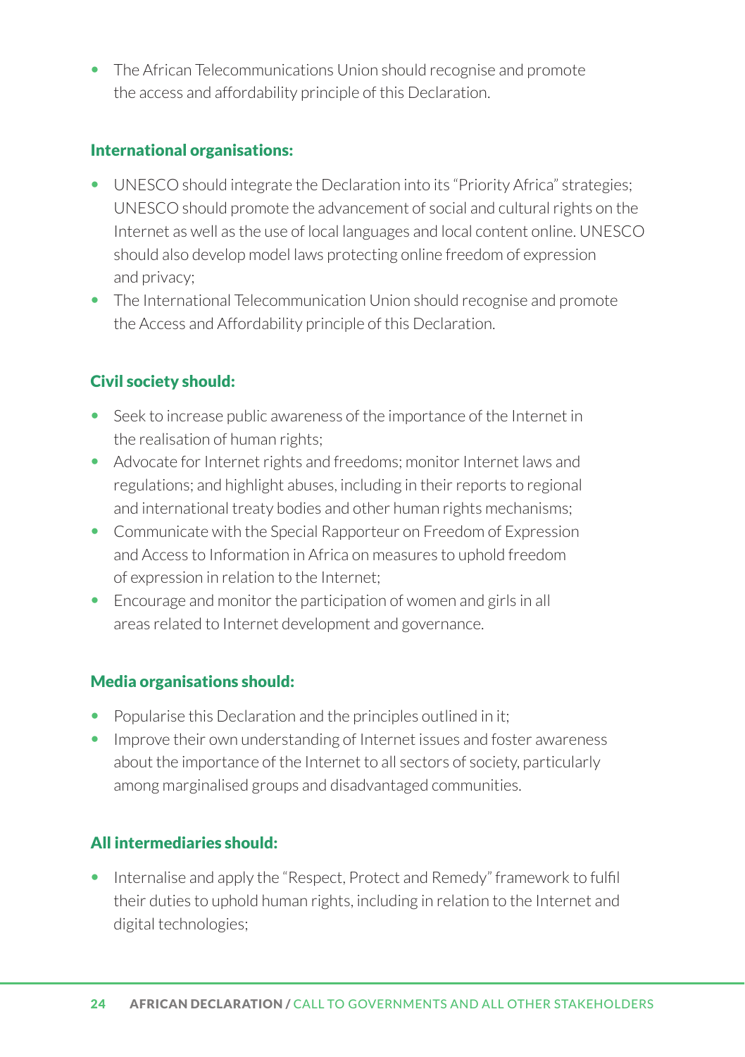- The African Telecommunications Union should recognise and promote the access and affordability principle of this Declaration.

### International organisations:

- UNESCO should integrate the Declaration into its "Priority Africa" strategies; UNESCO should promote the advancement of social and cultural rights on the Internet as well as the use of local languages and local content online. UNESCO should also develop model laws protecting online freedom of expression and privacy;
- The International Telecommunication Union should recognise and promote the Access and Affordability principle of this Declaration.

### Civil society should:

- Seek to increase public awareness of the importance of the Internet in the realisation of human rights;
- Advocate for Internet rights and freedoms; monitor Internet laws and regulations; and highlight abuses, including in their reports to regional and international treaty bodies and other human rights mechanisms;
- Communicate with the Special Rapporteur on Freedom of Expression and Access to Information in Africa on measures to uphold freedom of expression in relation to the Internet;
- Encourage and monitor the participation of women and girls in all areas related to Internet development and governance.

### Media organisations should:

- Popularise this Declaration and the principles outlined in it;
- Improve their own understanding of Internet issues and foster awareness about the importance of the Internet to all sectors of society, particularly among marginalised groups and disadvantaged communities.

### All intermediaries should:

- Internalise and apply the "Respect, Protect and Remedy" framework to fulfil their duties to uphold human rights, including in relation to the Internet and digital technologies;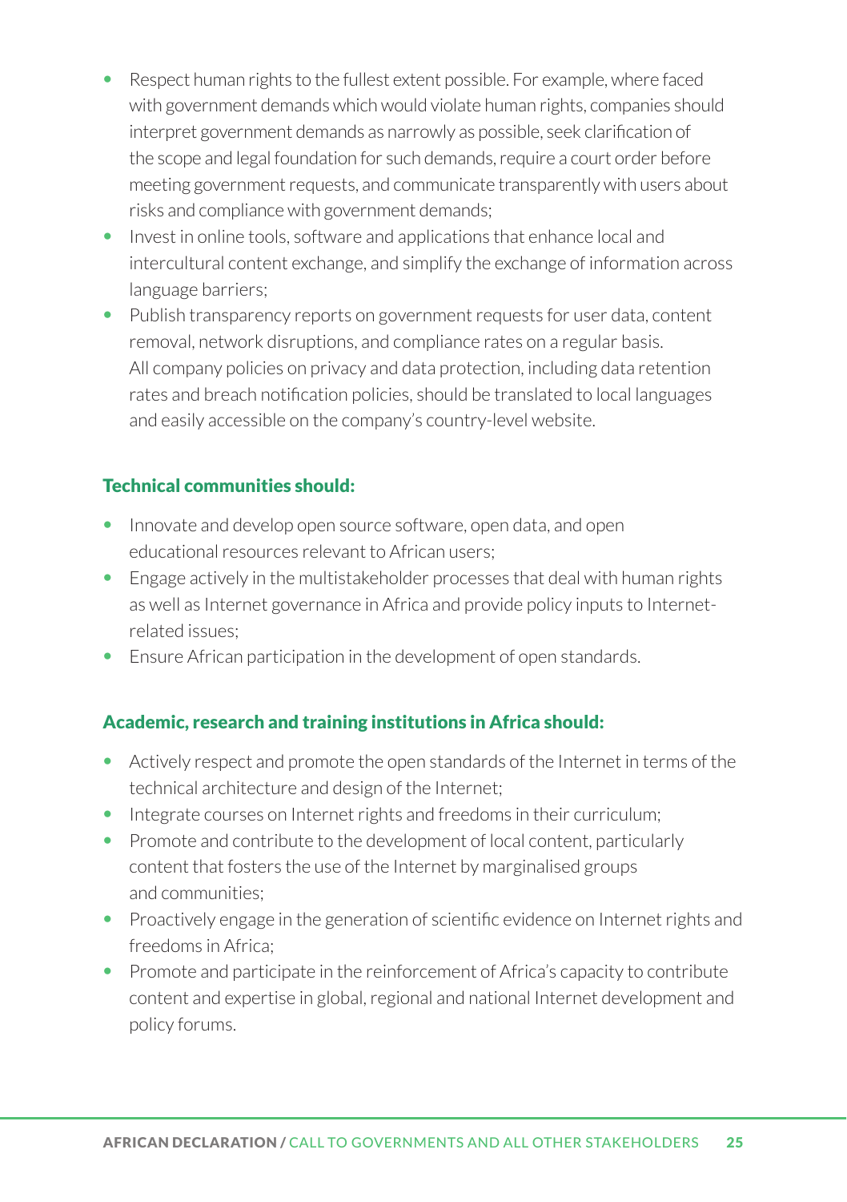- Respect human rights to the fullest extent possible. For example, where faced with government demands which would violate human rights, companies should interpret government demands as narrowly as possible, seek clarification of the scope and legal foundation for such demands, require a court order before meeting government requests, and communicate transparently with users about risks and compliance with government demands;
- Invest in online tools, software and applications that enhance local and intercultural content exchange, and simplify the exchange of information across language barriers;
- Publish transparency reports on government requests for user data, content removal, network disruptions, and compliance rates on a regular basis. All company policies on privacy and data protection, including data retention rates and breach notification policies, should be translated to local languages and easily accessible on the company's country-level website.

### Technical communities should:

- Innovate and develop open source software, open data, and open educational resources relevant to African users;
- Engage actively in the multistakeholder processes that deal with human rights as well as Internet governance in Africa and provide policy inputs to Internet-related issues;
- Ensure African participation in the development of open standards.

### Academic, research and training institutions in Africa should:

- Actively respect and promote the open standards of the Internet in terms of the technical architecture and design of the Internet;
- Integrate courses on Internet rights and freedoms in their curriculum;
- Promote and contribute to the development of local content, particularly content that fosters the use of the Internet by marginalised groups and communities;
- Proactively engage in the generation of scientific evidence on Internet rights and freedoms in Africa;
- Promote and participate in the reinforcement of Africa's capacity to contribute content and expertise in global, regional and national Internet development and policy forums.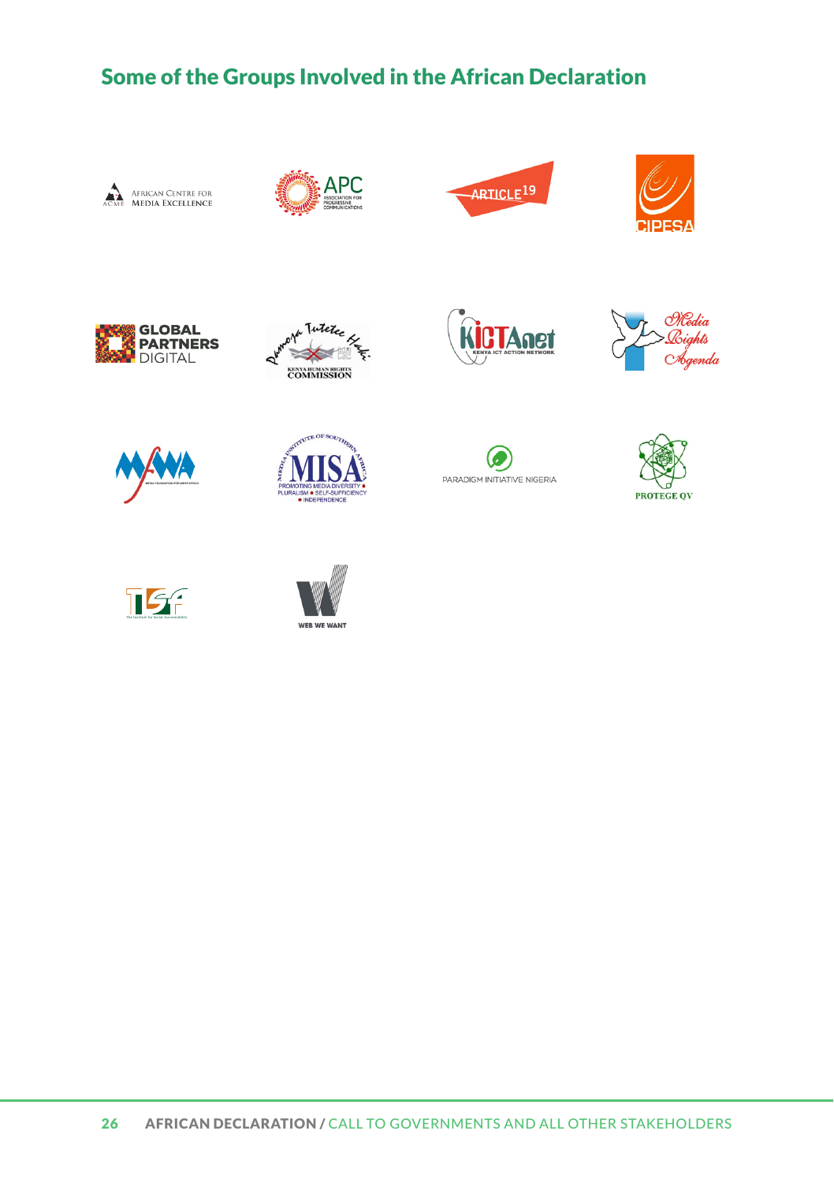## Some of the Groups Involved in the African Declaration

African Centre for Media Excellence

APC – Association for Progressive Communications

ARTICLE 19

CIPESA

Global Partners Digital

Kenya Human Rights Commission

KICTAnet – Kenya ICT Action Network

Media Rights Agenda

MFWA – Media Foundation for West Africa

MISA – Media Institute of Southern Africa

Paradigm Initiative Nigeria

Protege QV

TISA – The Institute for Social Accountability

Web We Want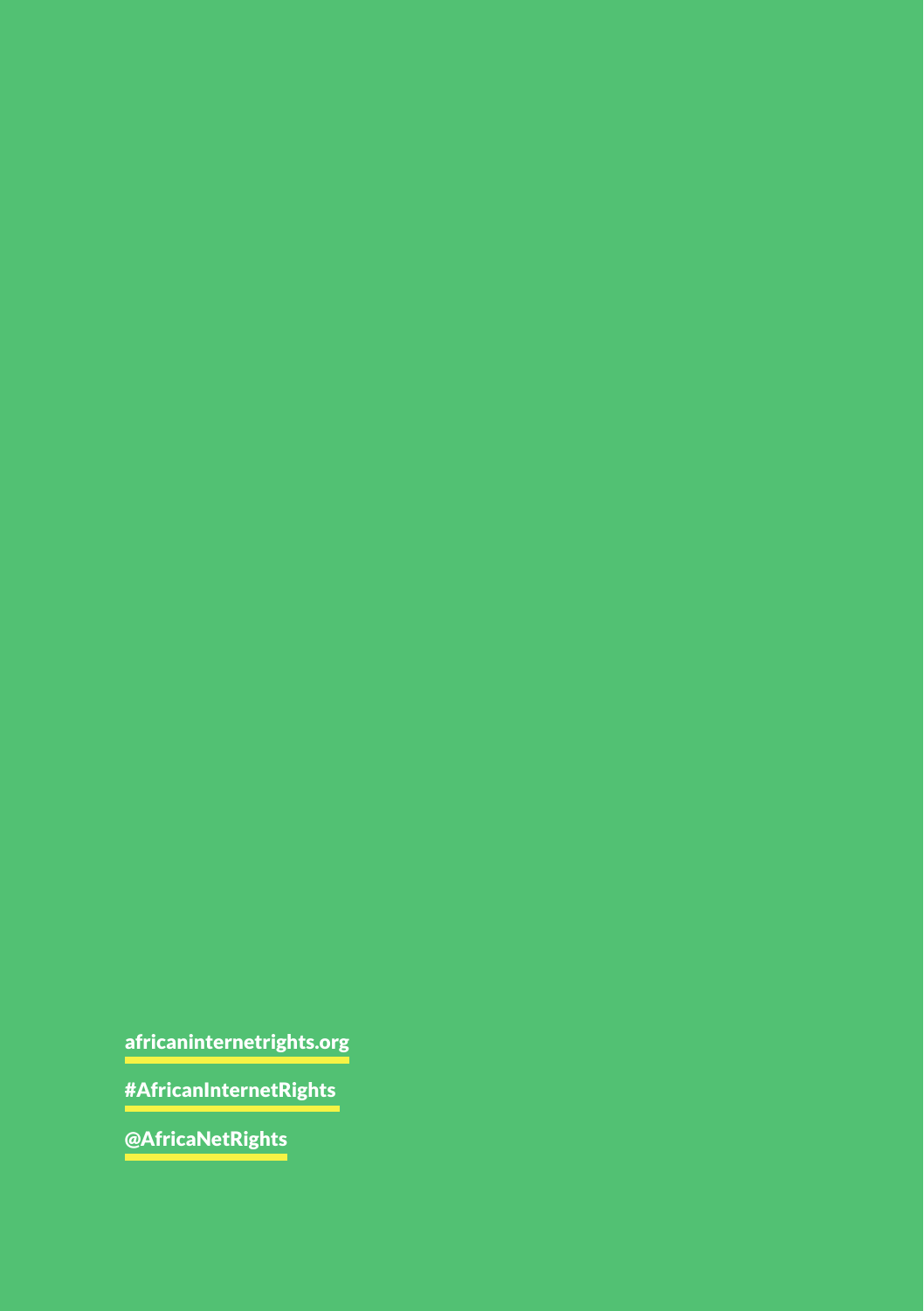africaninternetrights.org

#AfricanInternetRights

@AfricaNetRights